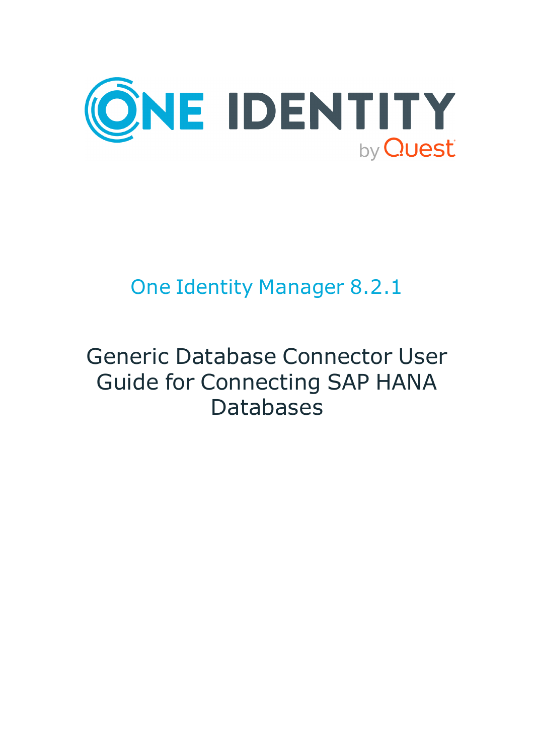ONE IDENTITY by Quest

# One Identity Manager 8.2.1

# Generic Database Connector User Guide for Connecting SAP HANA Databases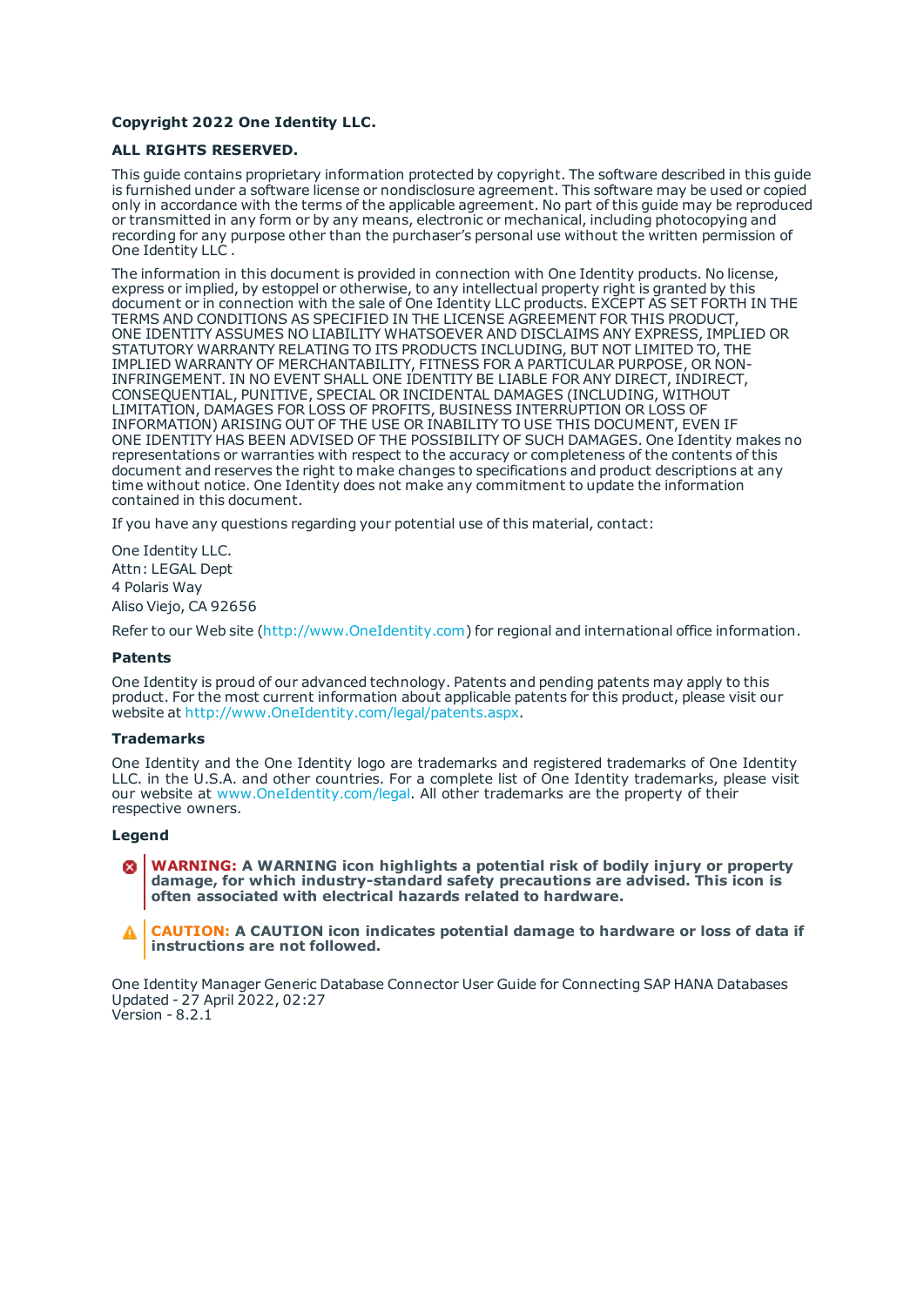**Copyright 2022 One Identity LLC.**

**ALL RIGHTS RESERVED.**

This guide contains proprietary information protected by copyright. The software described in this guide is furnished under a software license or nondisclosure agreement. This software may be used or copied only in accordance with the terms of the applicable agreement. No part of this guide may be reproduced or transmitted in any form or by any means, electronic or mechanical, including photocopying and recording for any purpose other than the purchaser's personal use without the written permission of One Identity LLC .

The information in this document is provided in connection with One Identity products. No license, express or implied, by estoppel or otherwise, to any intellectual property right is granted by this document or in connection with the sale of One Identity LLC products. EXCEPT AS SET FORTH IN THE TERMS AND CONDITIONS AS SPECIFIED IN THE LICENSE AGREEMENT FOR THIS PRODUCT, ONE IDENTITY ASSUMES NO LIABILITY WHATSOEVER AND DISCLAIMS ANY EXPRESS, IMPLIED OR STATUTORY WARRANTY RELATING TO ITS PRODUCTS INCLUDING, BUT NOT LIMITED TO, THE IMPLIED WARRANTY OF MERCHANTABILITY, FITNESS FOR A PARTICULAR PURPOSE, OR NON-INFRINGEMENT. IN NO EVENT SHALL ONE IDENTITY BE LIABLE FOR ANY DIRECT, INDIRECT, CONSEQUENTIAL, PUNITIVE, SPECIAL OR INCIDENTAL DAMAGES (INCLUDING, WITHOUT LIMITATION, DAMAGES FOR LOSS OF PROFITS, BUSINESS INTERRUPTION OR LOSS OF INFORMATION) ARISING OUT OF THE USE OR INABILITY TO USE THIS DOCUMENT, EVEN IF ONE IDENTITY HAS BEEN ADVISED OF THE POSSIBILITY OF SUCH DAMAGES. One Identity makes no representations or warranties with respect to the accuracy or completeness of the contents of this document and reserves the right to make changes to specifications and product descriptions at any time without notice. One Identity does not make any commitment to update the information contained in this document.

If you have any questions regarding your potential use of this material, contact:

One Identity LLC.
Attn: LEGAL Dept
4 Polaris Way
Aliso Viejo, CA 92656

Refer to our Web site (http://www.OneIdentity.com) for regional and international office information.

**Patents**

One Identity is proud of our advanced technology. Patents and pending patents may apply to this product. For the most current information about applicable patents for this product, please visit our website at http://www.OneIdentity.com/legal/patents.aspx.

**Trademarks**

One Identity and the One Identity logo are trademarks and registered trademarks of One Identity LLC. in the U.S.A. and other countries. For a complete list of One Identity trademarks, please visit our website at www.OneIdentity.com/legal. All other trademarks are the property of their respective owners.

**Legend**

**WARNING: A WARNING icon highlights a potential risk of bodily injury or property damage, for which industry-standard safety precautions are advised. This icon is often associated with electrical hazards related to hardware.**

**CAUTION: A CAUTION icon indicates potential damage to hardware or loss of data if instructions are not followed.**

One Identity Manager Generic Database Connector User Guide for Connecting SAP HANA Databases
Updated - 27 April 2022, 02:27
Version - 8.2.1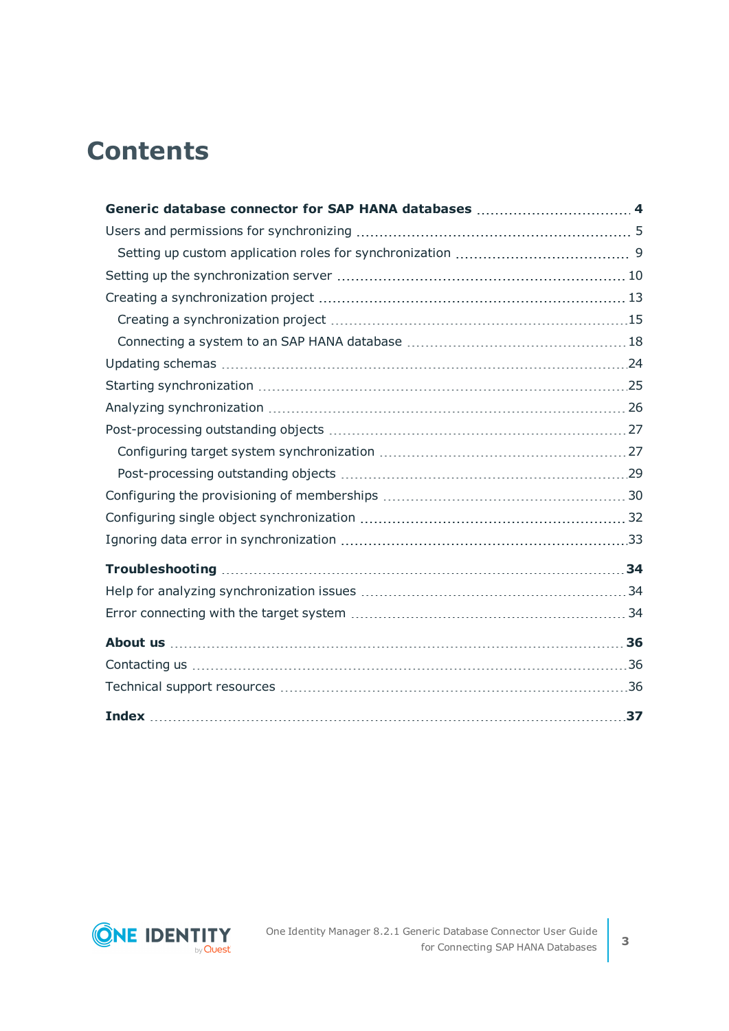# Contents

**Generic database connector for SAP HANA databases** .................................. **4**

Users and permissions for synchronizing .................................. 5

Setting up custom application roles for synchronization .................................. 9

Setting up the synchronization server .................................. 10

Creating a synchronization project .................................. 13

Creating a synchronization project .................................. 15

Connecting a system to an SAP HANA database .................................. 18

Updating schemas .................................. 24

Starting synchronization .................................. 25

Analyzing synchronization .................................. 26

Post-processing outstanding objects .................................. 27

Configuring target system synchronization .................................. 27

Post-processing outstanding objects .................................. 29

Configuring the provisioning of memberships .................................. 30

Configuring single object synchronization .................................. 32

Ignoring data error in synchronization .................................. 33

**Troubleshooting** .................................. **34**

Help for analyzing synchronization issues .................................. 34

Error connecting with the target system .................................. 34

**About us** .................................. **36**

Contacting us .................................. 36

Technical support resources .................................. 36

**Index** .................................. **37**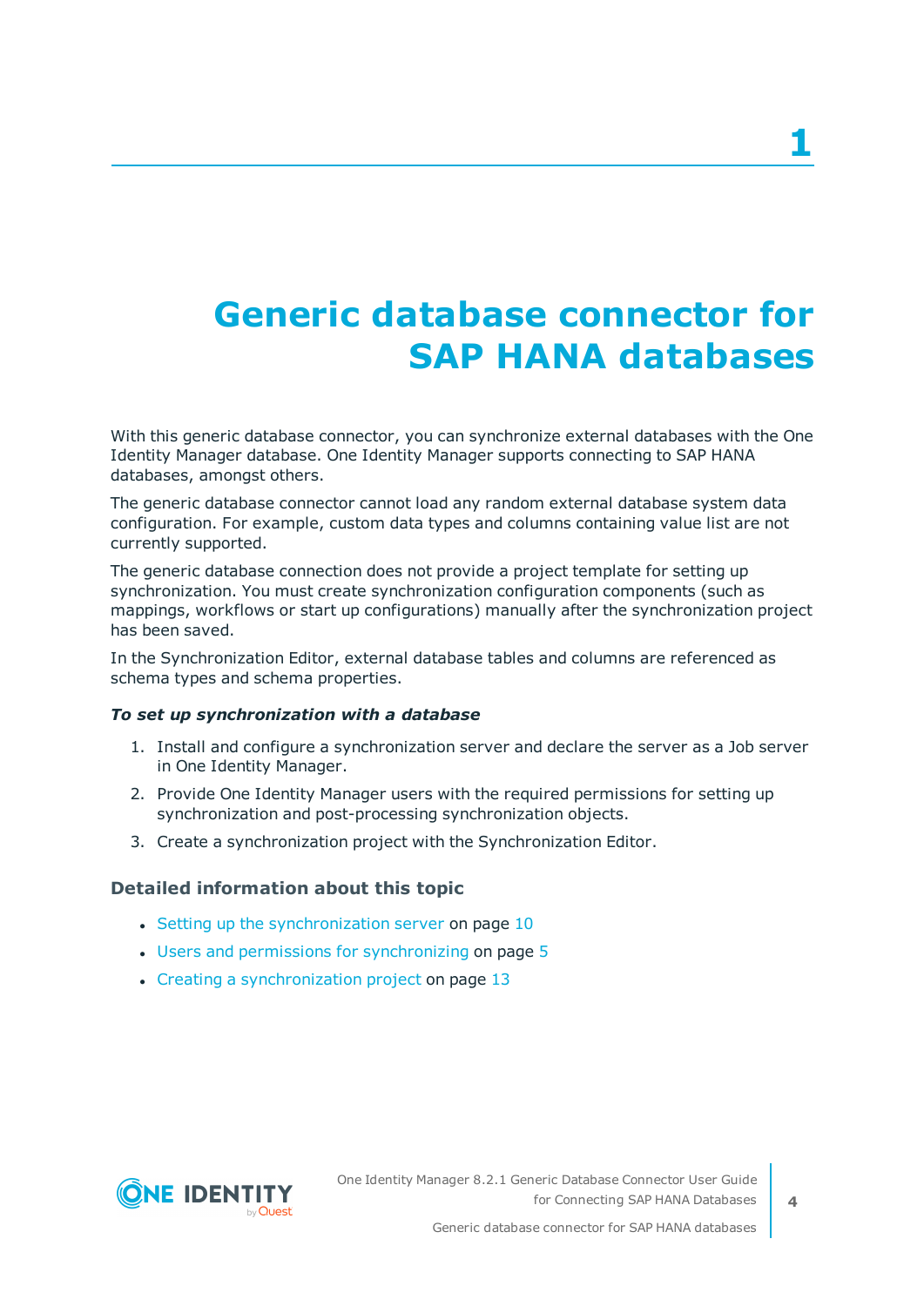# 1

# Generic database connector for SAP HANA databases

With this generic database connector, you can synchronize external databases with the One Identity Manager database. One Identity Manager supports connecting to SAP HANA databases, amongst others.

The generic database connector cannot load any random external database system data configuration. For example, custom data types and columns containing value list are not currently supported.

The generic database connection does not provide a project template for setting up synchronization. You must create synchronization configuration components (such as mappings, workflows or start up configurations) manually after the synchronization project has been saved.

In the Synchronization Editor, external database tables and columns are referenced as schema types and schema properties.

***To set up synchronization with a database***

1. Install and configure a synchronization server and declare the server as a Job server in One Identity Manager.
2. Provide One Identity Manager users with the required permissions for setting up synchronization and post-processing synchronization objects.
3. Create a synchronization project with the Synchronization Editor.

### Detailed information about this topic

- Setting up the synchronization server on page 10
- Users and permissions for synchronizing on page 5
- Creating a synchronization project on page 13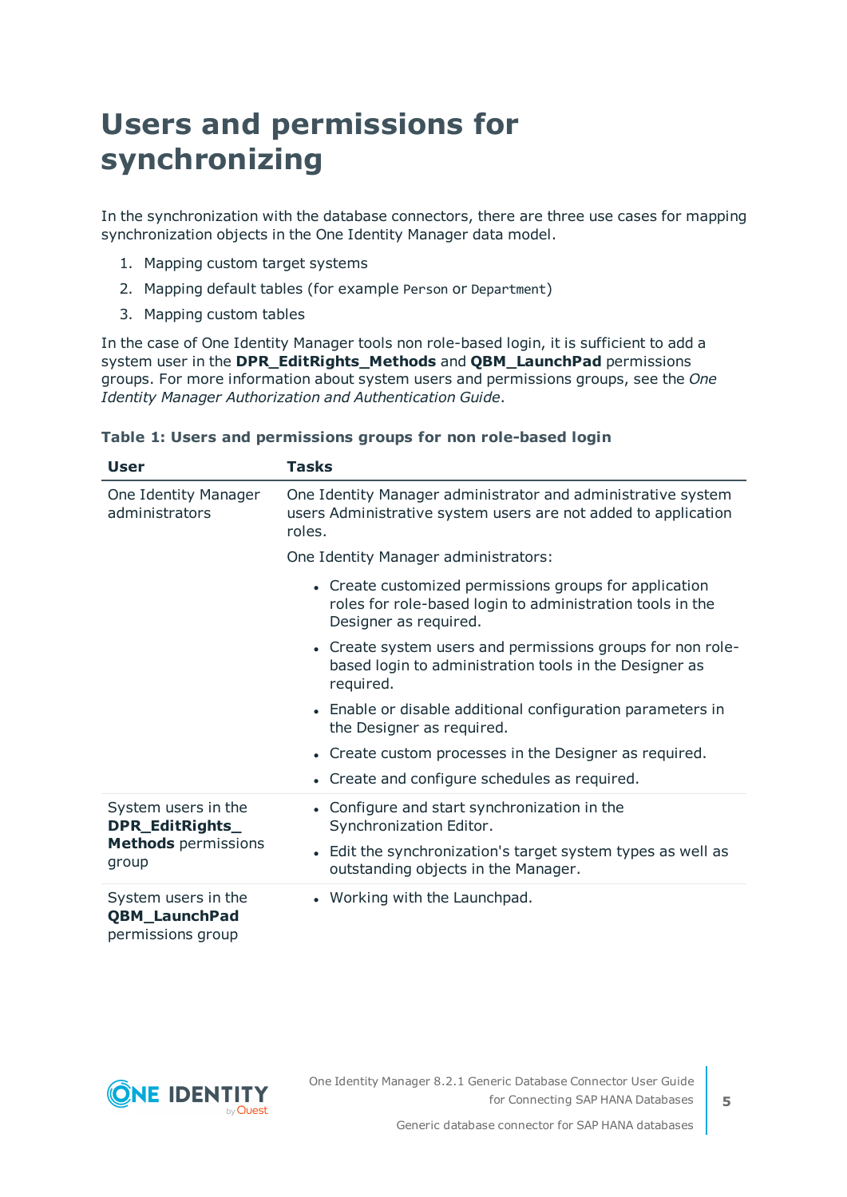# Users and permissions for synchronizing

In the synchronization with the database connectors, there are three use cases for mapping synchronization objects in the One Identity Manager data model.

1. Mapping custom target systems
2. Mapping default tables (for example `Person` or `Department`)
3. Mapping custom tables

In the case of One Identity Manager tools non role-based login, it is sufficient to add a system user in the **DPR_EditRights_Methods** and **QBM_LaunchPad** permissions groups. For more information about system users and permissions groups, see the *One Identity Manager Authorization and Authentication Guide*.

**Table 1: Users and permissions groups for non role-based login**

| User | Tasks |
|---|---|
| One Identity Manager administrators | One Identity Manager administrator and administrative system users Administrative system users are not added to application roles.<br><br>One Identity Manager administrators:<br><ul><li>Create customized permissions groups for application roles for role-based login to administration tools in the Designer as required.</li><li>Create system users and permissions groups for non role-based login to administration tools in the Designer as required.</li><li>Enable or disable additional configuration parameters in the Designer as required.</li><li>Create custom processes in the Designer as required.</li><li>Create and configure schedules as required.</li></ul> |
| System users in the **DPR_EditRights_Methods** permissions group | <ul><li>Configure and start synchronization in the Synchronization Editor.</li><li>Edit the synchronization's target system types as well as outstanding objects in the Manager.</li></ul> |
| System users in the **QBM_LaunchPad** permissions group | <ul><li>Working with the Launchpad.</li></ul> |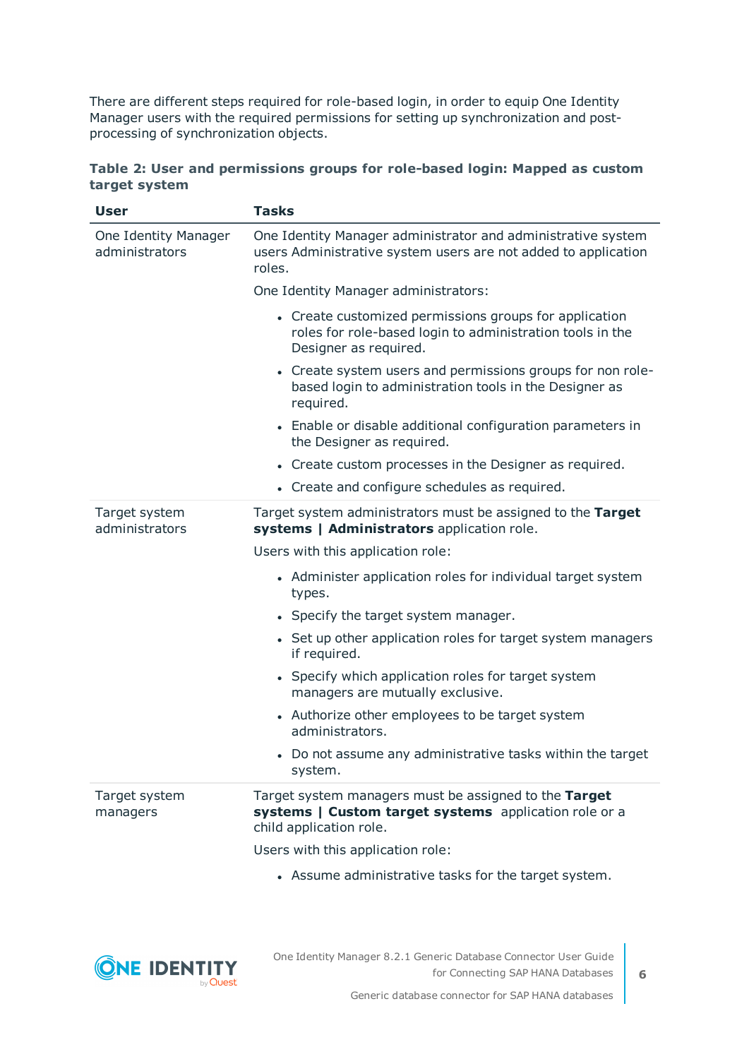There are different steps required for role-based login, in order to equip One Identity Manager users with the required permissions for setting up synchronization and post-processing of synchronization objects.

**Table 2: User and permissions groups for role-based login: Mapped as custom target system**

| User | Tasks |
|---|---|
| One Identity Manager administrators | One Identity Manager administrator and administrative system users Administrative system users are not added to application roles.<br><br>One Identity Manager administrators:<br><ul><li>Create customized permissions groups for application roles for role-based login to administration tools in the Designer as required.</li><li>Create system users and permissions groups for non role-based login to administration tools in the Designer as required.</li><li>Enable or disable additional configuration parameters in the Designer as required.</li><li>Create custom processes in the Designer as required.</li><li>Create and configure schedules as required.</li></ul> |
| Target system administrators | Target system administrators must be assigned to the **Target systems \| Administrators** application role.<br><br>Users with this application role:<br><ul><li>Administer application roles for individual target system types.</li><li>Specify the target system manager.</li><li>Set up other application roles for target system managers if required.</li><li>Specify which application roles for target system managers are mutually exclusive.</li><li>Authorize other employees to be target system administrators.</li><li>Do not assume any administrative tasks within the target system.</li></ul> |
| Target system managers | Target system managers must be assigned to the **Target systems \| Custom target systems** application role or a child application role.<br><br>Users with this application role:<br><ul><li>Assume administrative tasks for the target system.</li></ul> |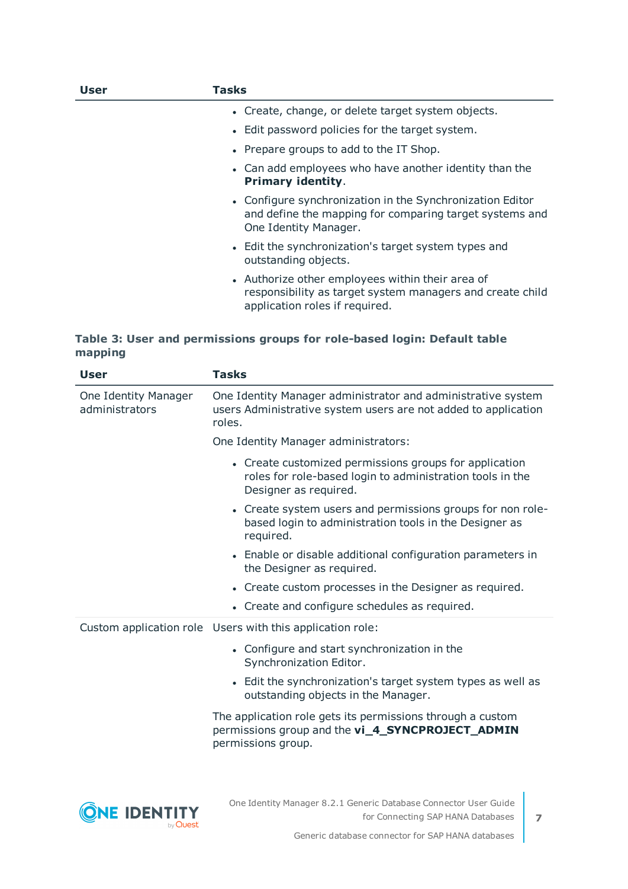| User | Tasks |
|---|---|
| | • Create, change, or delete target system objects.<br>• Edit password policies for the target system.<br>• Prepare groups to add to the IT Shop.<br>• Can add employees who have another identity than the **Primary identity**.<br>• Configure synchronization in the Synchronization Editor and define the mapping for comparing target systems and One Identity Manager.<br>• Edit the synchronization's target system types and outstanding objects.<br>• Authorize other employees within their area of responsibility as target system managers and create child application roles if required. |

**Table 3: User and permissions groups for role-based login: Default table mapping**

| User | Tasks |
|---|---|
| One Identity Manager administrators | One Identity Manager administrator and administrative system users Administrative system users are not added to application roles.<br><br>One Identity Manager administrators:<br>• Create customized permissions groups for application roles for role-based login to administration tools in the Designer as required.<br>• Create system users and permissions groups for non role-based login to administration tools in the Designer as required.<br>• Enable or disable additional configuration parameters in the Designer as required.<br>• Create custom processes in the Designer as required.<br>• Create and configure schedules as required. |
| Custom application role | Users with this application role:<br>• Configure and start synchronization in the Synchronization Editor.<br>• Edit the synchronization's target system types as well as outstanding objects in the Manager.<br><br>The application role gets its permissions through a custom permissions group and the **vi_4_SYNCPROJECT_ADMIN** permissions group. |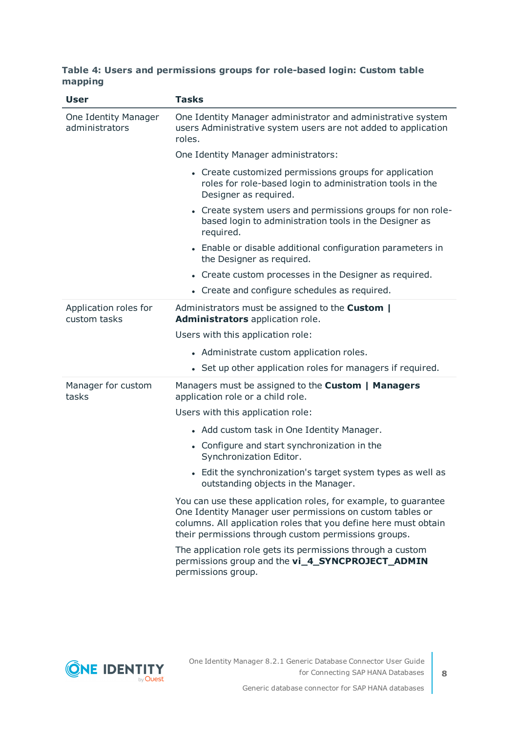**Table 4: Users and permissions groups for role-based login: Custom table mapping**

| User | Tasks |
|---|---|
| One Identity Manager administrators | One Identity Manager administrator and administrative system users Administrative system users are not added to application roles.<br><br>One Identity Manager administrators:<br><br>- Create customized permissions groups for application roles for role-based login to administration tools in the Designer as required.<br>- Create system users and permissions groups for non role-based login to administration tools in the Designer as required.<br>- Enable or disable additional configuration parameters in the Designer as required.<br>- Create custom processes in the Designer as required.<br>- Create and configure schedules as required. |
| Application roles for custom tasks | Administrators must be assigned to the **Custom \| Administrators** application role.<br><br>Users with this application role:<br><br>- Administrate custom application roles.<br>- Set up other application roles for managers if required. |
| Manager for custom tasks | Managers must be assigned to the **Custom \| Managers** application role or a child role.<br><br>Users with this application role:<br><br>- Add custom task in One Identity Manager.<br>- Configure and start synchronization in the Synchronization Editor.<br>- Edit the synchronization's target system types as well as outstanding objects in the Manager.<br><br>You can use these application roles, for example, to guarantee One Identity Manager user permissions on custom tables or columns. All application roles that you define here must obtain their permissions through custom permissions groups.<br><br>The application role gets its permissions through a custom permissions group and the **vi_4_SYNCPROJECT_ADMIN** permissions group. |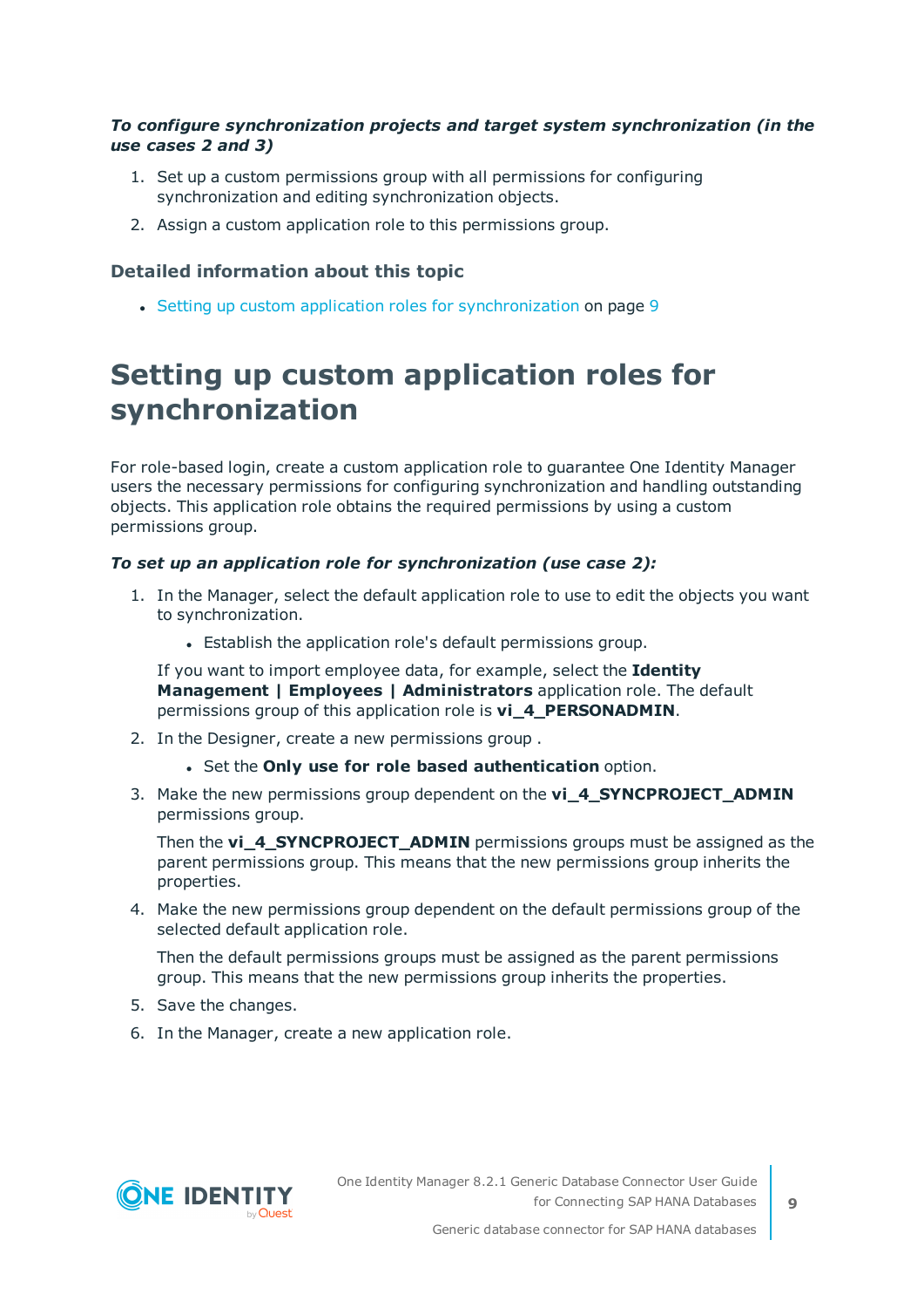*To configure synchronization projects and target system synchronization (in the use cases 2 and 3)*

1. Set up a custom permissions group with all permissions for configuring synchronization and editing synchronization objects.
2. Assign a custom application role to this permissions group.

### Detailed information about this topic

- Setting up custom application roles for synchronization on page 9

## Setting up custom application roles for synchronization

For role-based login, create a custom application role to guarantee One Identity Manager users the necessary permissions for configuring synchronization and handling outstanding objects. This application role obtains the required permissions by using a custom permissions group.

*To set up an application role for synchronization (use case 2):*

1. In the Manager, select the default application role to use to edit the objects you want to synchronization.
   - Establish the application role's default permissions group.

   If you want to import employee data, for example, select the **Identity Management | Employees | Administrators** application role. The default permissions group of this application role is **vi_4_PERSONADMIN**.
2. In the Designer, create a new permissions group .
   - Set the **Only use for role based authentication** option.
3. Make the new permissions group dependent on the **vi_4_SYNCPROJECT_ADMIN** permissions group.

   Then the **vi_4_SYNCPROJECT_ADMIN** permissions groups must be assigned as the parent permissions group. This means that the new permissions group inherits the properties.
4. Make the new permissions group dependent on the default permissions group of the selected default application role.

   Then the default permissions groups must be assigned as the parent permissions group. This means that the new permissions group inherits the properties.
5. Save the changes.
6. In the Manager, create a new application role.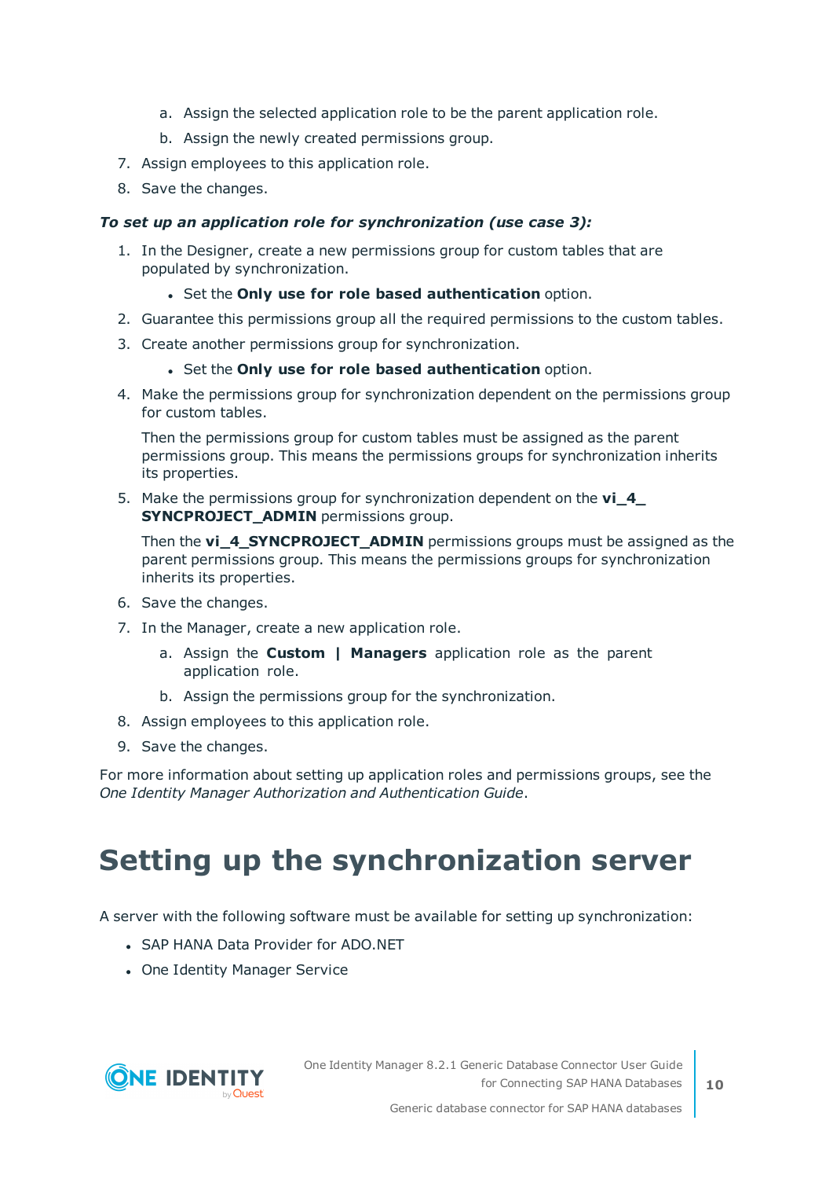a. Assign the selected application role to be the parent application role.
   b. Assign the newly created permissions group.
7. Assign employees to this application role.
8. Save the changes.

***To set up an application role for synchronization (use case 3):***

1. In the Designer, create a new permissions group for custom tables that are populated by synchronization.
   - Set the **Only use for role based authentication** option.
2. Guarantee this permissions group all the required permissions to the custom tables.
3. Create another permissions group for synchronization.
   - Set the **Only use for role based authentication** option.
4. Make the permissions group for synchronization dependent on the permissions group for custom tables.

   Then the permissions group for custom tables must be assigned as the parent permissions group. This means the permissions groups for synchronization inherits its properties.
5. Make the permissions group for synchronization dependent on the **vi_4_SYNCPROJECT_ADMIN** permissions group.

   Then the **vi_4_SYNCPROJECT_ADMIN** permissions groups must be assigned as the parent permissions group. This means the permissions groups for synchronization inherits its properties.
6. Save the changes.
7. In the Manager, create a new application role.
   a. Assign the **Custom | Managers** application role as the parent application role.
   b. Assign the permissions group for the synchronization.
8. Assign employees to this application role.
9. Save the changes.

For more information about setting up application roles and permissions groups, see the *One Identity Manager Authorization and Authentication Guide*.

# Setting up the synchronization server

A server with the following software must be available for setting up synchronization:

- SAP HANA Data Provider for ADO.NET
- One Identity Manager Service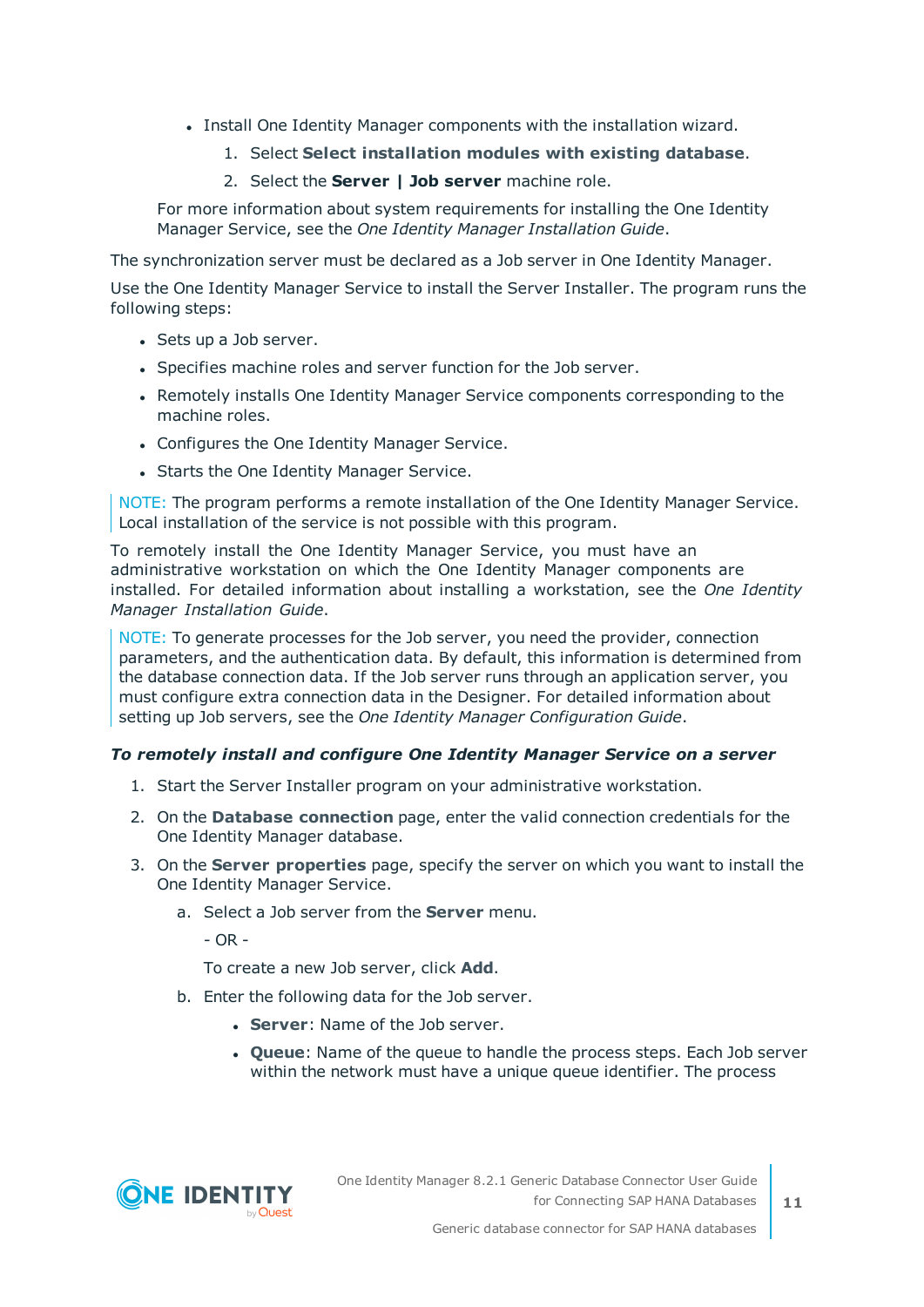- Install One Identity Manager components with the installation wizard.
  1. Select **Select installation modules with existing database**.
  2. Select the **Server | Job server** machine role.

  For more information about system requirements for installing the One Identity Manager Service, see the *One Identity Manager Installation Guide*.

The synchronization server must be declared as a Job server in One Identity Manager.

Use the One Identity Manager Service to install the Server Installer. The program runs the following steps:

- Sets up a Job server.
- Specifies machine roles and server function for the Job server.
- Remotely installs One Identity Manager Service components corresponding to the machine roles.
- Configures the One Identity Manager Service.
- Starts the One Identity Manager Service.

NOTE: The program performs a remote installation of the One Identity Manager Service. Local installation of the service is not possible with this program.

To remotely install the One Identity Manager Service, you must have an administrative workstation on which the One Identity Manager components are installed. For detailed information about installing a workstation, see the *One Identity Manager Installation Guide*.

NOTE: To generate processes for the Job server, you need the provider, connection parameters, and the authentication data. By default, this information is determined from the database connection data. If the Job server runs through an application server, you must configure extra connection data in the Designer. For detailed information about setting up Job servers, see the *One Identity Manager Configuration Guide*.

***To remotely install and configure One Identity Manager Service on a server***

1. Start the Server Installer program on your administrative workstation.
2. On the **Database connection** page, enter the valid connection credentials for the One Identity Manager database.
3. On the **Server properties** page, specify the server on which you want to install the One Identity Manager Service.
   a. Select a Job server from the **Server** menu.

      - OR -

      To create a new Job server, click **Add**.
   b. Enter the following data for the Job server.
      - **Server**: Name of the Job server.
      - **Queue**: Name of the queue to handle the process steps. Each Job server within the network must have a unique queue identifier. The process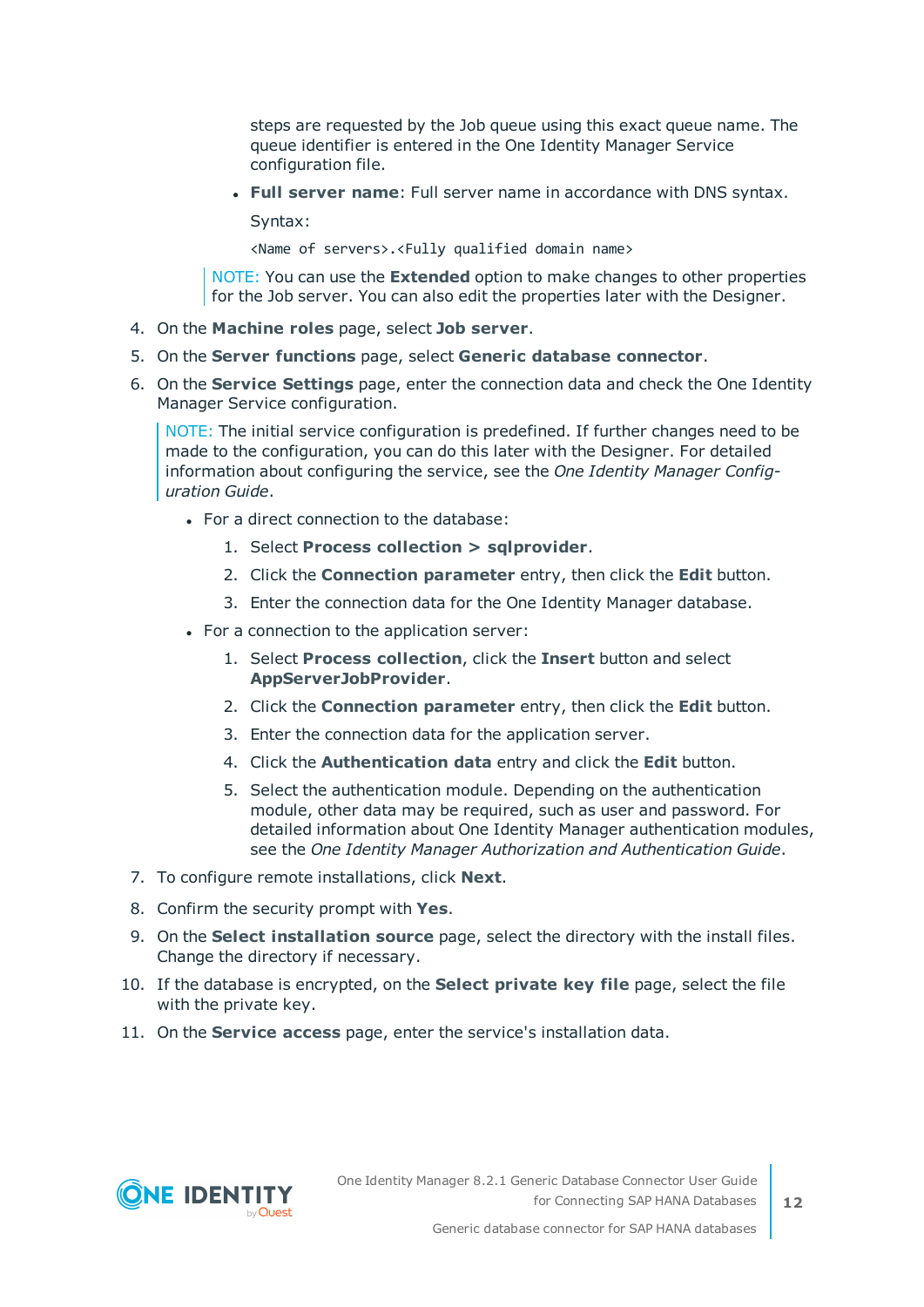steps are requested by the Job queue using this exact queue name. The queue identifier is entered in the One Identity Manager Service configuration file.

- **Full server name**: Full server name in accordance with DNS syntax.

  Syntax:

  `<Name of servers>.<Fully qualified domain name>`

> NOTE: You can use the **Extended** option to make changes to other properties for the Job server. You can also edit the properties later with the Designer.

4. On the **Machine roles** page, select **Job server**.
5. On the **Server functions** page, select **Generic database connector**.
6. On the **Service Settings** page, enter the connection data and check the One Identity Manager Service configuration.

   > NOTE: The initial service configuration is predefined. If further changes need to be made to the configuration, you can do this later with the Designer. For detailed information about configuring the service, see the *One Identity Manager Configuration Guide*.

   - For a direct connection to the database:
     1. Select **Process collection > sqlprovider**.
     2. Click the **Connection parameter** entry, then click the **Edit** button.
     3. Enter the connection data for the One Identity Manager database.
   - For a connection to the application server:
     1. Select **Process collection**, click the **Insert** button and select **AppServerJobProvider**.
     2. Click the **Connection parameter** entry, then click the **Edit** button.
     3. Enter the connection data for the application server.
     4. Click the **Authentication data** entry and click the **Edit** button.
     5. Select the authentication module. Depending on the authentication module, other data may be required, such as user and password. For detailed information about One Identity Manager authentication modules, see the *One Identity Manager Authorization and Authentication Guide*.
7. To configure remote installations, click **Next**.
8. Confirm the security prompt with **Yes**.
9. On the **Select installation source** page, select the directory with the install files. Change the directory if necessary.
10. If the database is encrypted, on the **Select private key file** page, select the file with the private key.
11. On the **Service access** page, enter the service's installation data.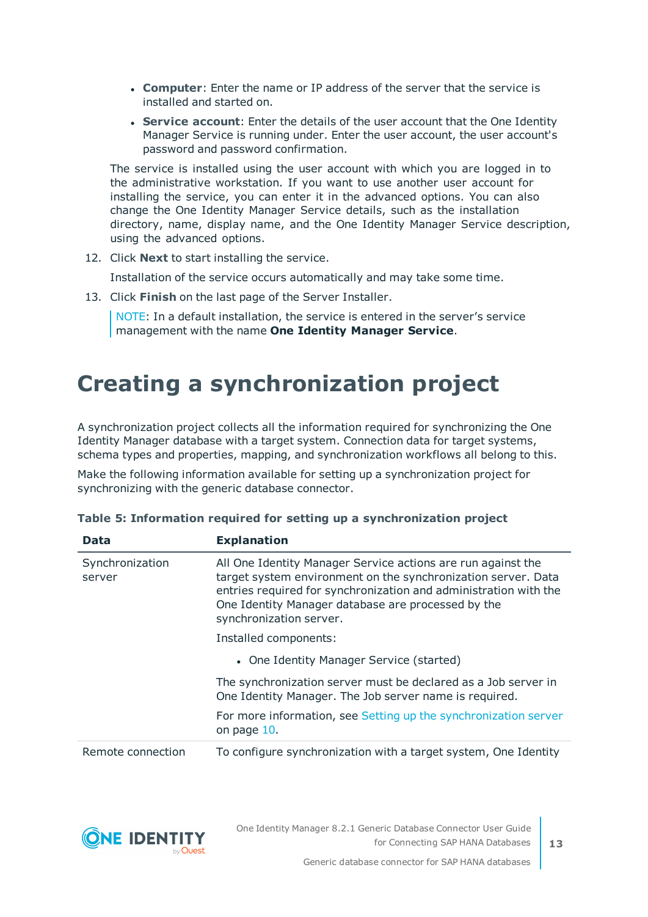- **Computer**: Enter the name or IP address of the server that the service is installed and started on.
- **Service account**: Enter the details of the user account that the One Identity Manager Service is running under. Enter the user account, the user account's password and password confirmation.

The service is installed using the user account with which you are logged in to the administrative workstation. If you want to use another user account for installing the service, you can enter it in the advanced options. You can also change the One Identity Manager Service details, such as the installation directory, name, display name, and the One Identity Manager Service description, using the advanced options.

12. Click **Next** to start installing the service.

    Installation of the service occurs automatically and may take some time.

13. Click **Finish** on the last page of the Server Installer.

    NOTE: In a default installation, the service is entered in the server's service management with the name **One Identity Manager Service**.

# Creating a synchronization project

A synchronization project collects all the information required for synchronizing the One Identity Manager database with a target system. Connection data for target systems, schema types and properties, mapping, and synchronization workflows all belong to this.

Make the following information available for setting up a synchronization project for synchronizing with the generic database connector.

**Table 5: Information required for setting up a synchronization project**

| Data | Explanation |
| --- | --- |
| Synchronization server | All One Identity Manager Service actions are run against the target system environment on the synchronization server. Data entries required for synchronization and administration with the One Identity Manager database are processed by the synchronization server.<br><br>Installed components:<br><br>• One Identity Manager Service (started)<br><br>The synchronization server must be declared as a Job server in One Identity Manager. The Job server name is required.<br><br>For more information, see Setting up the synchronization server on page 10. |
| Remote connection | To configure synchronization with a target system, One Identity |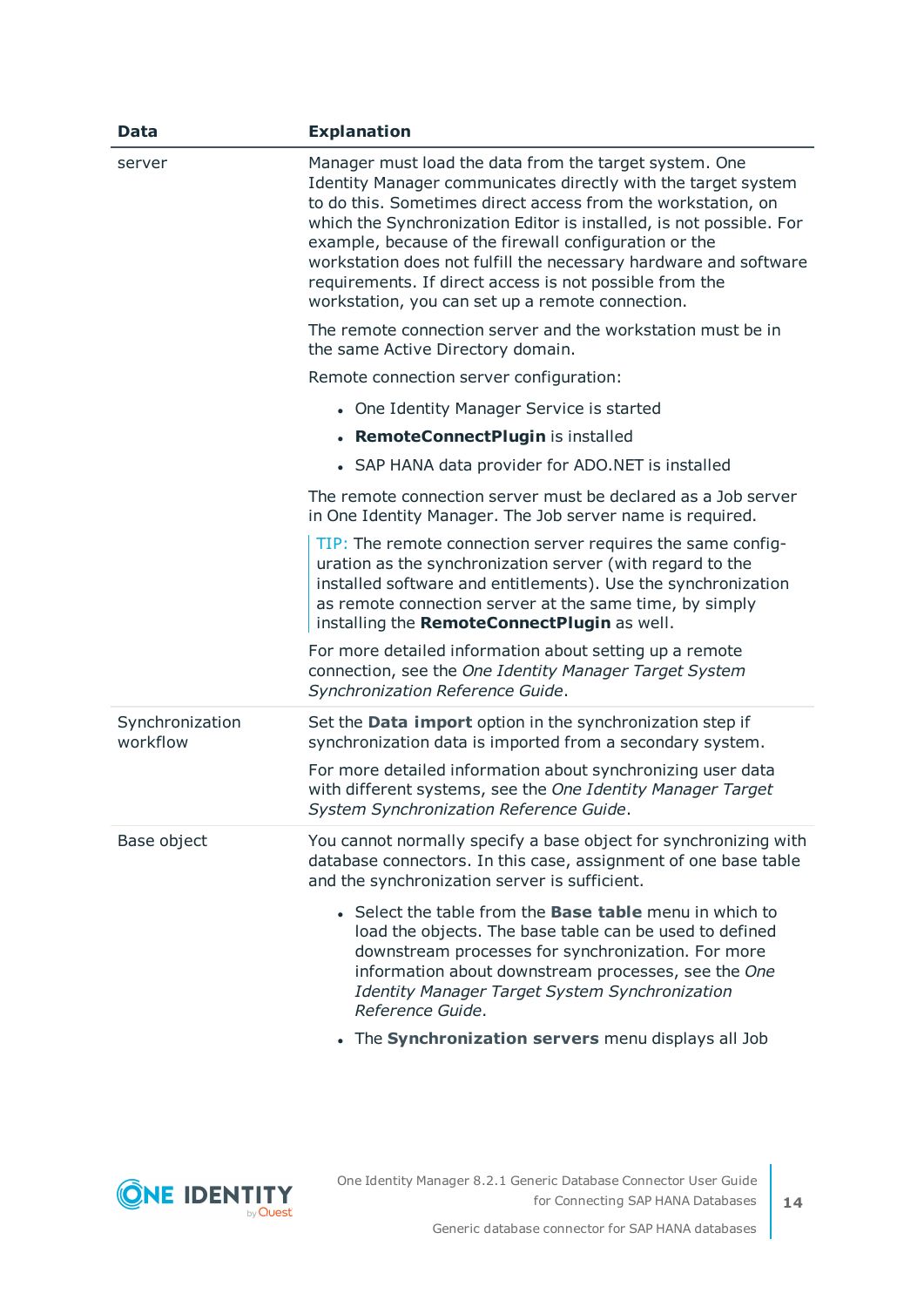| Data | Explanation |
|---|---|
| server | Manager must load the data from the target system. One Identity Manager communicates directly with the target system to do this. Sometimes direct access from the workstation, on which the Synchronization Editor is installed, is not possible. For example, because of the firewall configuration or the workstation does not fulfill the necessary hardware and software requirements. If direct access is not possible from the workstation, you can set up a remote connection.<br><br>The remote connection server and the workstation must be in the same Active Directory domain.<br><br>Remote connection server configuration:<br><br>• One Identity Manager Service is started<br>• **RemoteConnectPlugin** is installed<br>• SAP HANA data provider for ADO.NET is installed<br><br>The remote connection server must be declared as a Job server in One Identity Manager. The Job server name is required.<br><br>TIP: The remote connection server requires the same configuration as the synchronization server (with regard to the installed software and entitlements). Use the synchronization as remote connection server at the same time, by simply installing the **RemoteConnectPlugin** as well.<br><br>For more detailed information about setting up a remote connection, see the *One Identity Manager Target System Synchronization Reference Guide*. |
| Synchronization workflow | Set the **Data import** option in the synchronization step if synchronization data is imported from a secondary system.<br><br>For more detailed information about synchronizing user data with different systems, see the *One Identity Manager Target System Synchronization Reference Guide*. |
| Base object | You cannot normally specify a base object for synchronizing with database connectors. In this case, assignment of one base table and the synchronization server is sufficient.<br><br>• Select the table from the **Base table** menu in which to load the objects. The base table can be used to defined downstream processes for synchronization. For more information about downstream processes, see the *One Identity Manager Target System Synchronization Reference Guide*.<br>• The **Synchronization servers** menu displays all Job |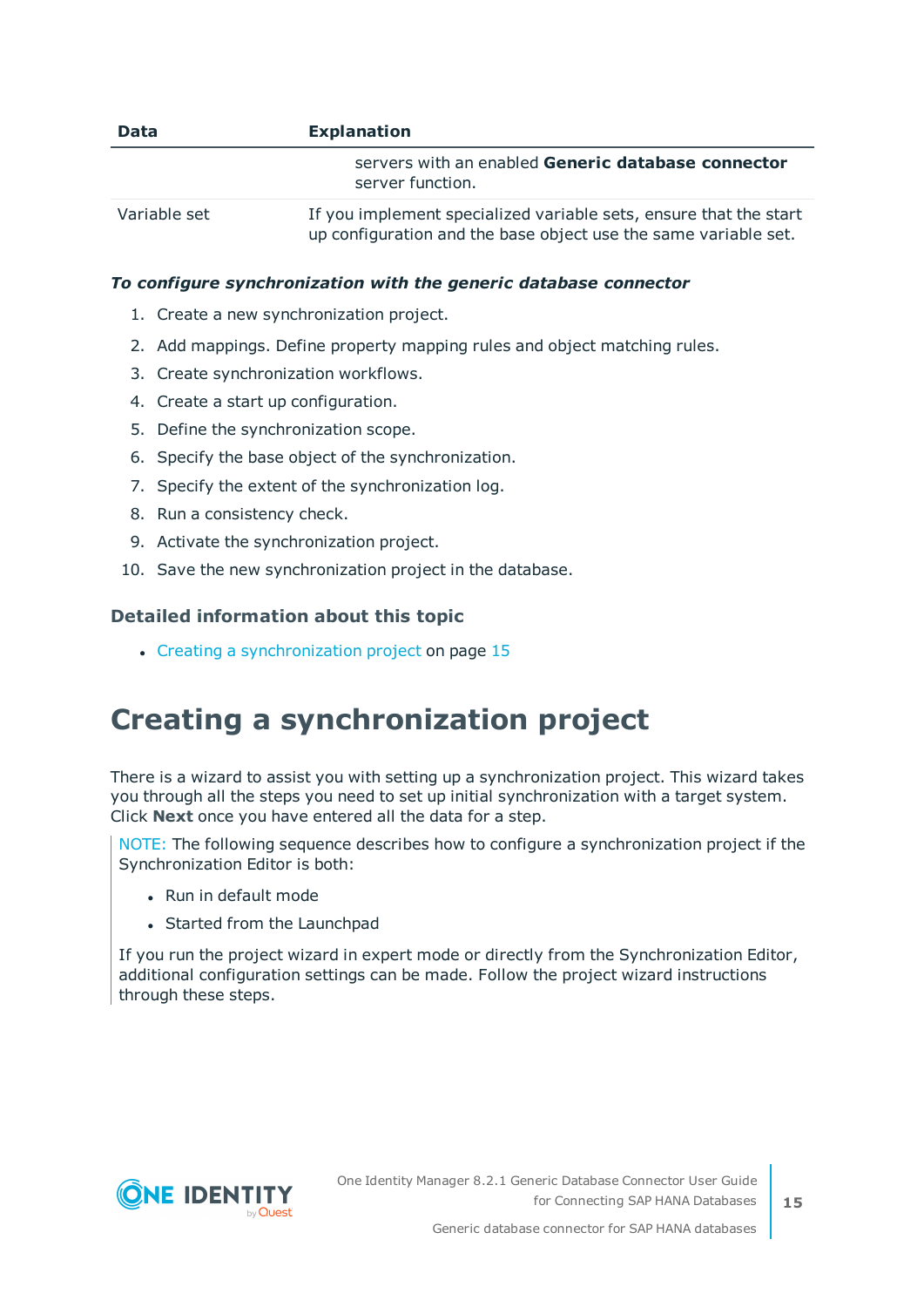| Data | Explanation |
|---|---|
| | servers with an enabled **Generic database connector** server function. |
| Variable set | If you implement specialized variable sets, ensure that the start up configuration and the base object use the same variable set. |

***To configure synchronization with the generic database connector***

1. Create a new synchronization project.
2. Add mappings. Define property mapping rules and object matching rules.
3. Create synchronization workflows.
4. Create a start up configuration.
5. Define the synchronization scope.
6. Specify the base object of the synchronization.
7. Specify the extent of the synchronization log.
8. Run a consistency check.
9. Activate the synchronization project.
10. Save the new synchronization project in the database.

### Detailed information about this topic

- Creating a synchronization project on page 15

# Creating a synchronization project

There is a wizard to assist you with setting up a synchronization project. This wizard takes you through all the steps you need to set up initial synchronization with a target system. Click **Next** once you have entered all the data for a step.

NOTE: The following sequence describes how to configure a synchronization project if the Synchronization Editor is both:

- Run in default mode
- Started from the Launchpad

If you run the project wizard in expert mode or directly from the Synchronization Editor, additional configuration settings can be made. Follow the project wizard instructions through these steps.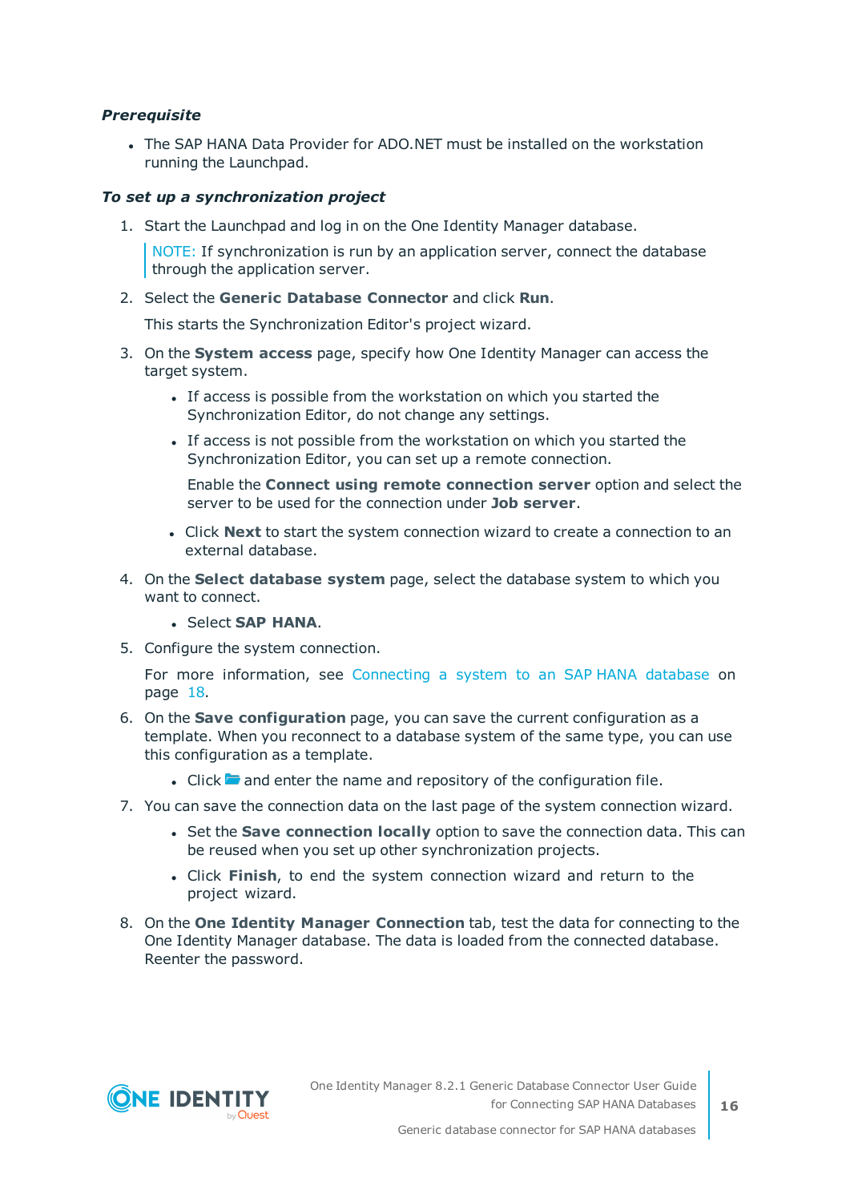***Prerequisite***

- The SAP HANA Data Provider for ADO.NET must be installed on the workstation running the Launchpad.

***To set up a synchronization project***

1. Start the Launchpad and log in on the One Identity Manager database.

   NOTE: If synchronization is run by an application server, connect the database through the application server.

2. Select the **Generic Database Connector** and click **Run**.

   This starts the Synchronization Editor's project wizard.

3. On the **System access** page, specify how One Identity Manager can access the target system.

   - If access is possible from the workstation on which you started the Synchronization Editor, do not change any settings.
   - If access is not possible from the workstation on which you started the Synchronization Editor, you can set up a remote connection.

     Enable the **Connect using remote connection server** option and select the server to be used for the connection under **Job server**.

   - Click **Next** to start the system connection wizard to create a connection to an external database.

4. On the **Select database system** page, select the database system to which you want to connect.

   - Select **SAP HANA**.

5. Configure the system connection.

   For more information, see Connecting a system to an SAP HANA database on page 18.

6. On the **Save configuration** page, you can save the current configuration as a template. When you reconnect to a database system of the same type, you can use this configuration as a template.

   - Click and enter the name and repository of the configuration file.

7. You can save the connection data on the last page of the system connection wizard.

   - Set the **Save connection locally** option to save the connection data. This can be reused when you set up other synchronization projects.
   - Click **Finish**, to end the system connection wizard and return to the project wizard.

8. On the **One Identity Manager Connection** tab, test the data for connecting to the One Identity Manager database. The data is loaded from the connected database. Reenter the password.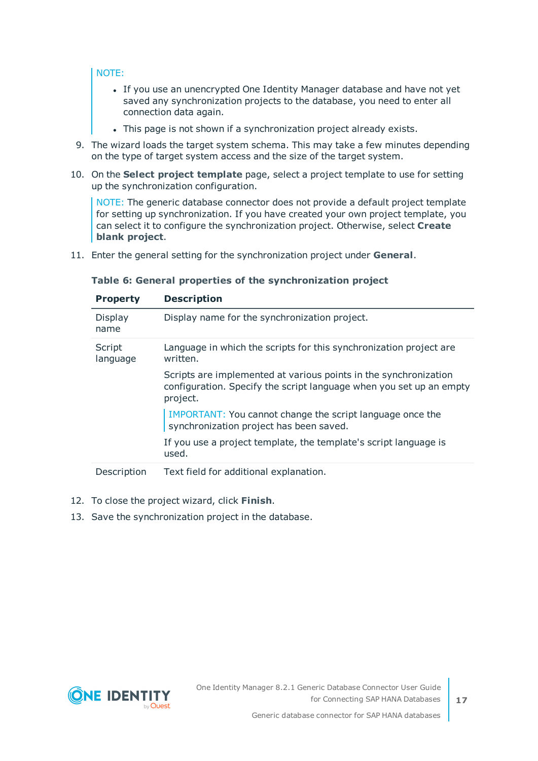NOTE:

- If you use an unencrypted One Identity Manager database and have not yet saved any synchronization projects to the database, you need to enter all connection data again.
- This page is not shown if a synchronization project already exists.

9. The wizard loads the target system schema. This may take a few minutes depending on the type of target system access and the size of the target system.
10. On the **Select project template** page, select a project template to use for setting up the synchronization configuration.

    NOTE: The generic database connector does not provide a default project template for setting up synchronization. If you have created your own project template, you can select it to configure the synchronization project. Otherwise, select **Create blank project**.

11. Enter the general setting for the synchronization project under **General**.

**Table 6: General properties of the synchronization project**

| Property | Description |
|---|---|
| Display name | Display name for the synchronization project. |
| Script language | Language in which the scripts for this synchronization project are written.<br><br>Scripts are implemented at various points in the synchronization configuration. Specify the script language when you set up an empty project.<br><br>IMPORTANT: You cannot change the script language once the synchronization project has been saved.<br><br>If you use a project template, the template's script language is used. |
| Description | Text field for additional explanation. |

12. To close the project wizard, click **Finish**.
13. Save the synchronization project in the database.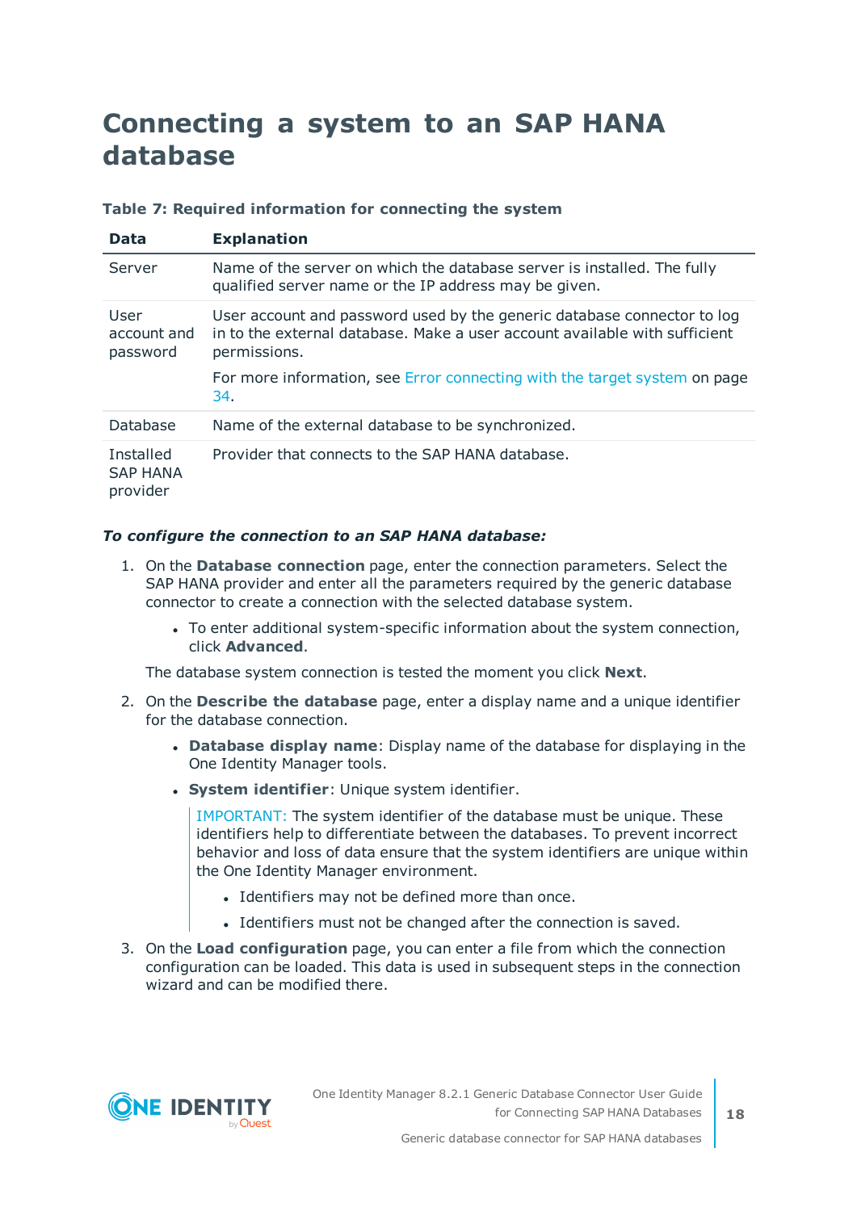# Connecting a system to an SAP HANA database

**Table 7: Required information for connecting the system**

| Data | Explanation |
|---|---|
| Server | Name of the server on which the database server is installed. The fully qualified server name or the IP address may be given. |
| User account and password | User account and password used by the generic database connector to log in to the external database. Make a user account available with sufficient permissions. For more information, see Error connecting with the target system on page 34. |
| Database | Name of the external database to be synchronized. |
| Installed SAP HANA provider | Provider that connects to the SAP HANA database. |

***To configure the connection to an SAP HANA database:***

1. On the **Database connection** page, enter the connection parameters. Select the SAP HANA provider and enter all the parameters required by the generic database connector to create a connection with the selected database system.

   - To enter additional system-specific information about the system connection, click **Advanced**.

   The database system connection is tested the moment you click **Next**.

2. On the **Describe the database** page, enter a display name and a unique identifier for the database connection.

   - **Database display name**: Display name of the database for displaying in the One Identity Manager tools.
   - **System identifier**: Unique system identifier.

   IMPORTANT: The system identifier of the database must be unique. These identifiers help to differentiate between the databases. To prevent incorrect behavior and loss of data ensure that the system identifiers are unique within the One Identity Manager environment.

   - Identifiers may not be defined more than once.
   - Identifiers must not be changed after the connection is saved.

3. On the **Load configuration** page, you can enter a file from which the connection configuration can be loaded. This data is used in subsequent steps in the connection wizard and can be modified there.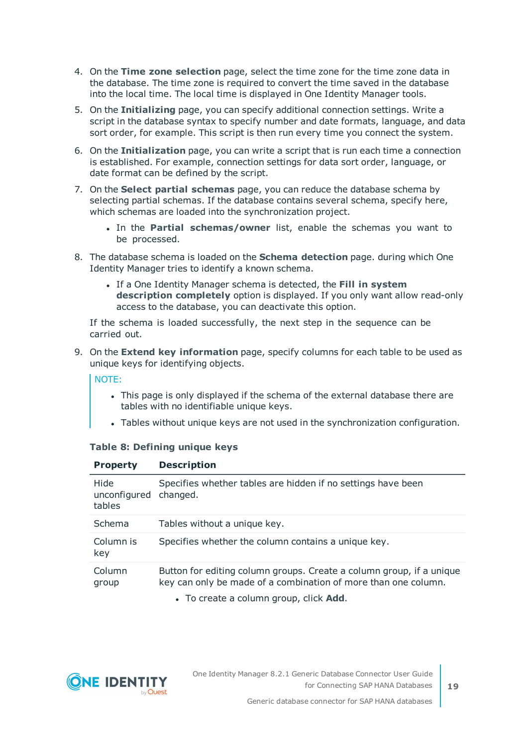4. On the **Time zone selection** page, select the time zone for the time zone data in the database. The time zone is required to convert the time saved in the database into the local time. The local time is displayed in One Identity Manager tools.
5. On the **Initializing** page, you can specify additional connection settings. Write a script in the database syntax to specify number and date formats, language, and data sort order, for example. This script is then run every time you connect the system.
6. On the **Initialization** page, you can write a script that is run each time a connection is established. For example, connection settings for data sort order, language, or date format can be defined by the script.
7. On the **Select partial schemas** page, you can reduce the database schema by selecting partial schemas. If the database contains several schema, specify here, which schemas are loaded into the synchronization project.
    - In the **Partial schemas/owner** list, enable the schemas you want to be processed.
8. The database schema is loaded on the **Schema detection** page. during which One Identity Manager tries to identify a known schema.
    - If a One Identity Manager schema is detected, the **Fill in system description completely** option is displayed. If you only want allow read-only access to the database, you can deactivate this option.

    If the schema is loaded successfully, the next step in the sequence can be carried out.
9. On the **Extend key information** page, specify columns for each table to be used as unique keys for identifying objects.

    NOTE:

    - This page is only displayed if the schema of the external database there are tables with no identifiable unique keys.
    - Tables without unique keys are not used in the synchronization configuration.

    **Table 8: Defining unique keys**

    | Property | Description |
    |---|---|
    | Hide unconfigured tables | Specifies whether tables are hidden if no settings have been changed. |
    | Schema | Tables without a unique key. |
    | Column is key | Specifies whether the column contains a unique key. |
    | Column group | Button for editing column groups. Create a column group, if a unique key can only be made of a combination of more than one column.<br>• To create a column group, click **Add**. |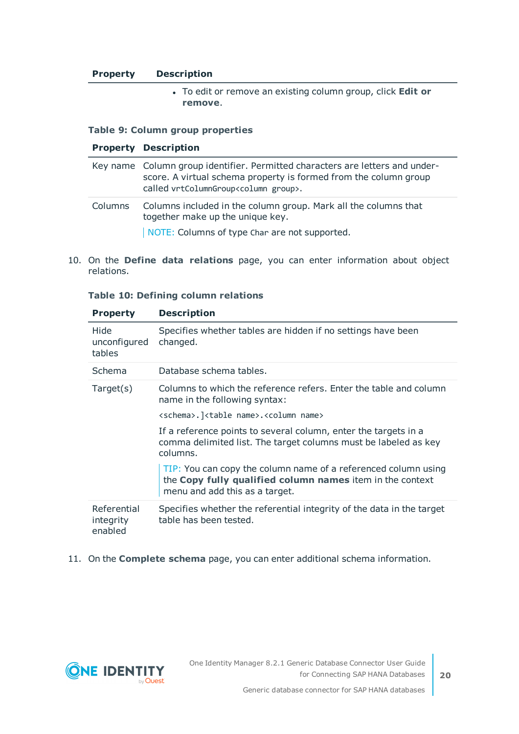| Property | Description |
|---|---|
| | • To edit or remove an existing column group, click **Edit or remove**. |

**Table 9: Column group properties**

| Property | Description |
|---|---|
| Key name | Column group identifier. Permitted characters are letters and underscore. A virtual schema property is formed from the column group called `vrtColumnGroup<column group>`. |
| Columns | Columns included in the column group. Mark all the columns that together make up the unique key. NOTE: Columns of type `Char` are not supported. |

10. On the **Define data relations** page, you can enter information about object relations.

**Table 10: Defining column relations**

| Property | Description |
|---|---|
| Hide unconfigured tables | Specifies whether tables are hidden if no settings have been changed. |
| Schema | Database schema tables. |
| Target(s) | Columns to which the reference refers. Enter the table and column name in the following syntax: `<schema>.]<table name>.<column name>` If a reference points to several column, enter the targets in a comma delimited list. The target columns must be labeled as key columns. TIP: You can copy the column name of a referenced column using the **Copy fully qualified column names** item in the context menu and add this as a target. |
| Referential integrity enabled | Specifies whether the referential integrity of the data in the target table has been tested. |

11. On the **Complete schema** page, you can enter additional schema information.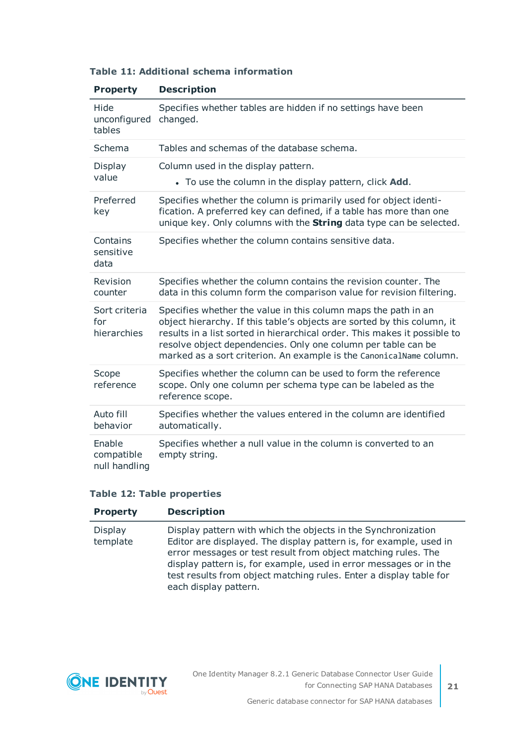**Table 11: Additional schema information**

| Property | Description |
|---|---|
| Hide unconfigured tables | Specifies whether tables are hidden if no settings have been changed. |
| Schema | Tables and schemas of the database schema. |
| Display value | Column used in the display pattern.<br>• To use the column in the display pattern, click **Add**. |
| Preferred key | Specifies whether the column is primarily used for object identification. A preferred key can defined, if a table has more than one unique key. Only columns with the **String** data type can be selected. |
| Contains sensitive data | Specifies whether the column contains sensitive data. |
| Revision counter | Specifies whether the column contains the revision counter. The data in this column form the comparison value for revision filtering. |
| Sort criteria for hierarchies | Specifies whether the value in this column maps the path in an object hierarchy. If this table's objects are sorted by this column, it results in a list sorted in hierarchical order. This makes it possible to resolve object dependencies. Only one column per table can be marked as a sort criterion. An example is the `CanonicalName` column. |
| Scope reference | Specifies whether the column can be used to form the reference scope. Only one column per schema type can be labeled as the reference scope. |
| Auto fill behavior | Specifies whether the values entered in the column are identified automatically. |
| Enable compatible null handling | Specifies whether a null value in the column is converted to an empty string. |

**Table 12: Table properties**

| Property | Description |
|---|---|
| Display template | Display pattern with which the objects in the Synchronization Editor are displayed. The display pattern is, for example, used in error messages or test result from object matching rules. The display pattern is, for example, used in error messages or in the test results from object matching rules. Enter a display table for each display pattern. |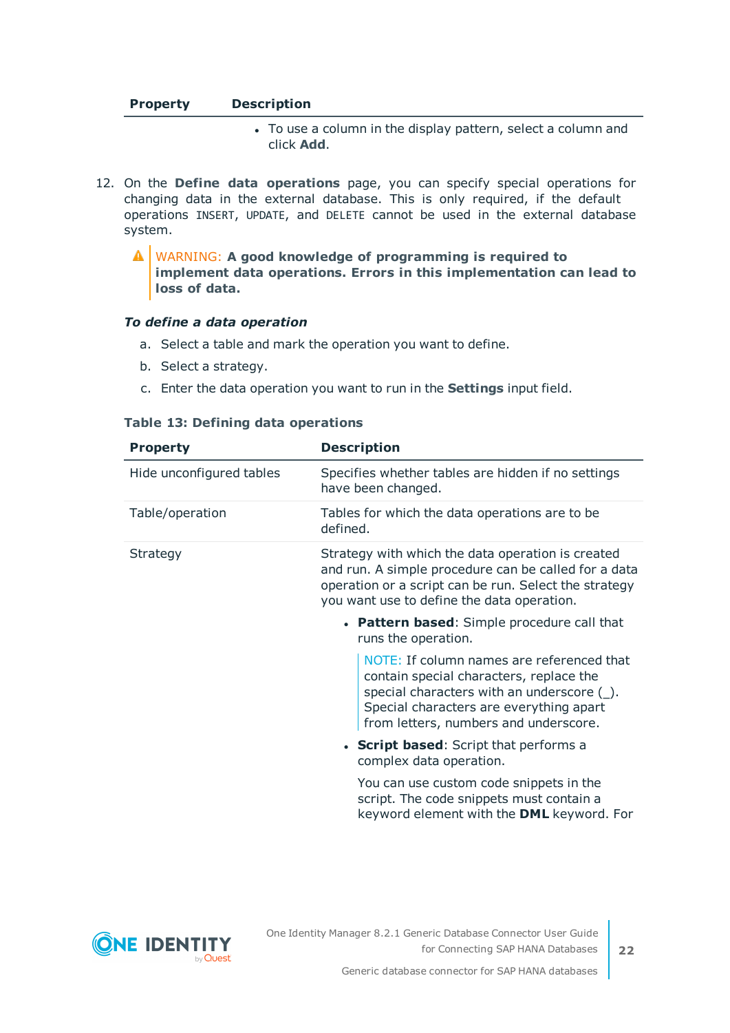| Property | Description |
|---|---|
| | • To use a column in the display pattern, select a column and click **Add**. |

12. On the **Define data operations** page, you can specify special operations for changing data in the external database. This is only required, if the default operations `INSERT`, `UPDATE`, and `DELETE` cannot be used in the external database system.

   > WARNING: **A good knowledge of programming is required to implement data operations. Errors in this implementation can lead to loss of data.**

   ***To define a data operation***

   a. Select a table and mark the operation you want to define.

   b. Select a strategy.

   c. Enter the data operation you want to run in the **Settings** input field.

   **Table 13: Defining data operations**

| Property | Description |
|---|---|
| Hide unconfigured tables | Specifies whether tables are hidden if no settings have been changed. |
| Table/operation | Tables for which the data operations are to be defined. |
| Strategy | Strategy with which the data operation is created and run. A simple procedure can be called for a data operation or a script can be run. Select the strategy you want use to define the data operation.<br>• **Pattern based**: Simple procedure call that runs the operation.<br>NOTE: If column names are referenced that contain special characters, replace the special characters with an underscore (_). Special characters are everything apart from letters, numbers and underscore.<br>• **Script based**: Script that performs a complex data operation.<br>You can use custom code snippets in the script. The code snippets must contain a keyword element with the **DML** keyword. For |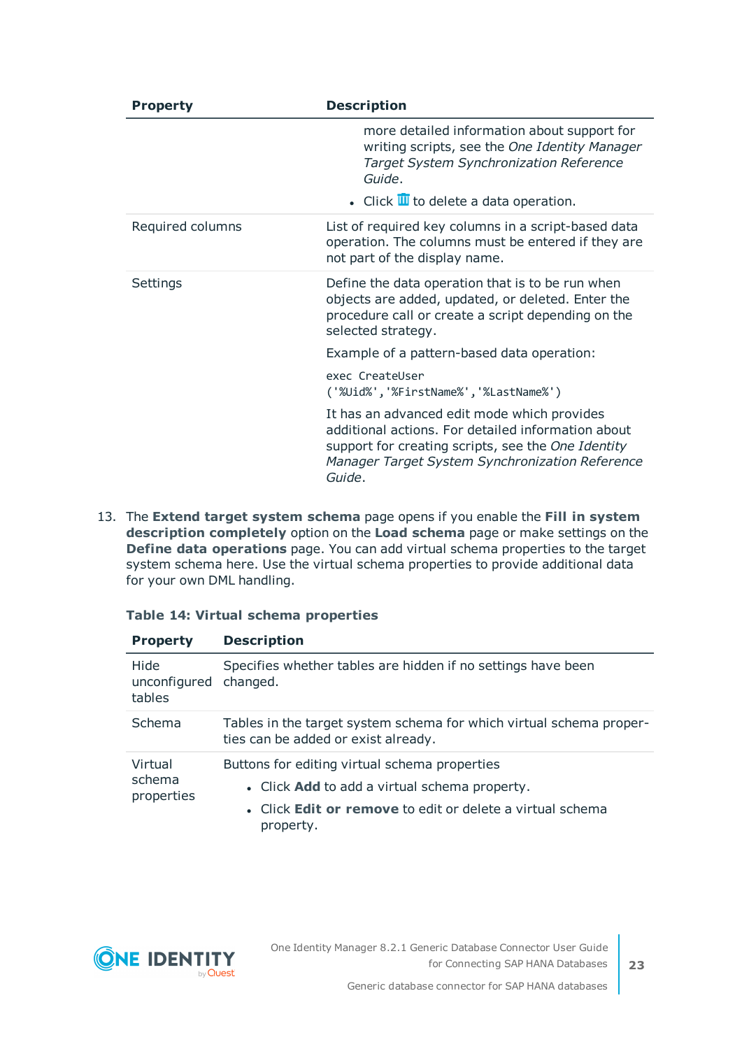| Property | Description |
|---|---|
| | more detailed information about support for writing scripts, see the *One Identity Manager Target System Synchronization Reference Guide*.<br>• Click 🗑 to delete a data operation. |
| Required columns | List of required key columns in a script-based data operation. The columns must be entered if they are not part of the display name. |
| Settings | Define the data operation that is to be run when objects are added, updated, or deleted. Enter the procedure call or create a script depending on the selected strategy.<br>Example of a pattern-based data operation:<br>`exec CreateUser ('%Uid%','%FirstName%','%LastName%')`<br>It has an advanced edit mode which provides additional actions. For detailed information about support for creating scripts, see the *One Identity Manager Target System Synchronization Reference Guide*. |

13. The **Extend target system schema** page opens if you enable the **Fill in system description completely** option on the **Load schema** page or make settings on the **Define data operations** page. You can add virtual schema properties to the target system schema here. Use the virtual schema properties to provide additional data for your own DML handling.

**Table 14: Virtual schema properties**

| Property | Description |
|---|---|
| Hide unconfigured tables | Specifies whether tables are hidden if no settings have been changed. |
| Schema | Tables in the target system schema for which virtual schema properties can be added or exist already. |
| Virtual schema properties | Buttons for editing virtual schema properties<br>• Click **Add** to add a virtual schema property.<br>• Click **Edit or remove** to edit or delete a virtual schema property. |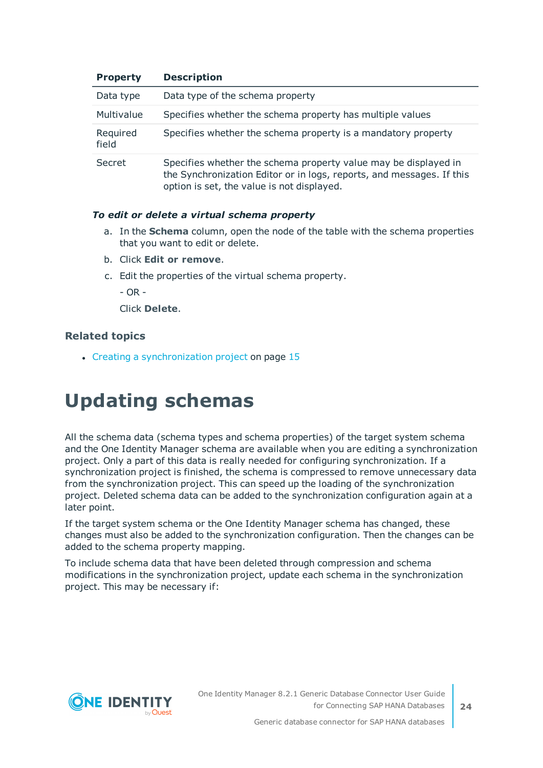| Property | Description |
|---|---|
| Data type | Data type of the schema property |
| Multivalue | Specifies whether the schema property has multiple values |
| Required field | Specifies whether the schema property is a mandatory property |
| Secret | Specifies whether the schema property value may be displayed in the Synchronization Editor or in logs, reports, and messages. If this option is set, the value is not displayed. |

***To edit or delete a virtual schema property***

a. In the **Schema** column, open the node of the table with the schema properties that you want to edit or delete.

b. Click **Edit or remove**.

c. Edit the properties of the virtual schema property.

   - OR -

   Click **Delete**.

### Related topics

- Creating a synchronization project on page 15

# Updating schemas

All the schema data (schema types and schema properties) of the target system schema and the One Identity Manager schema are available when you are editing a synchronization project. Only a part of this data is really needed for configuring synchronization. If a synchronization project is finished, the schema is compressed to remove unnecessary data from the synchronization project. This can speed up the loading of the synchronization project. Deleted schema data can be added to the synchronization configuration again at a later point.

If the target system schema or the One Identity Manager schema has changed, these changes must also be added to the synchronization configuration. Then the changes can be added to the schema property mapping.

To include schema data that have been deleted through compression and schema modifications in the synchronization project, update each schema in the synchronization project. This may be necessary if: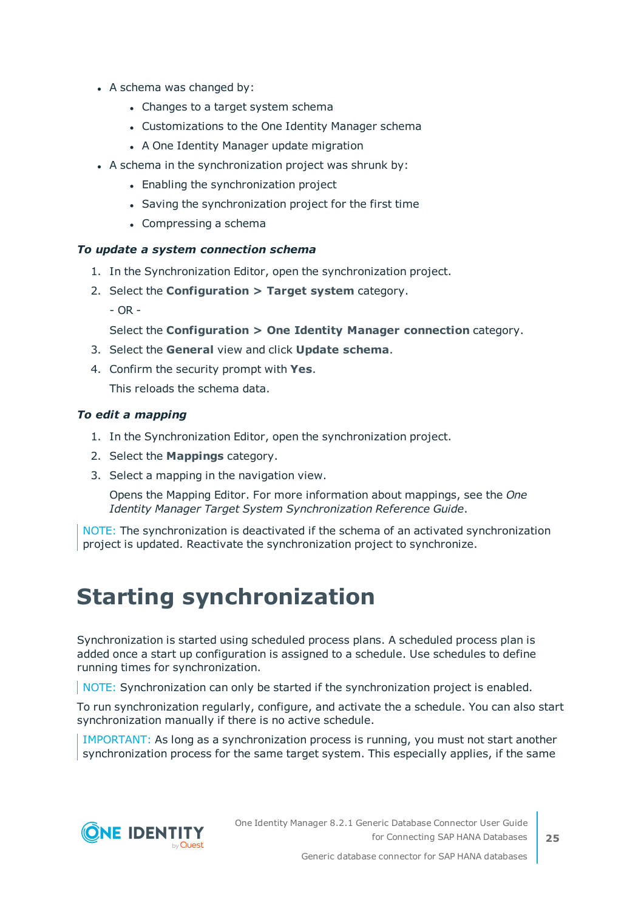- A schema was changed by:
  - Changes to a target system schema
  - Customizations to the One Identity Manager schema
  - A One Identity Manager update migration
- A schema in the synchronization project was shrunk by:
  - Enabling the synchronization project
  - Saving the synchronization project for the first time
  - Compressing a schema

***To update a system connection schema***

1. In the Synchronization Editor, open the synchronization project.
2. Select the **Configuration > Target system** category.

   - OR -

   Select the **Configuration > One Identity Manager connection** category.
3. Select the **General** view and click **Update schema**.
4. Confirm the security prompt with **Yes**.

   This reloads the schema data.

***To edit a mapping***

1. In the Synchronization Editor, open the synchronization project.
2. Select the **Mappings** category.
3. Select a mapping in the navigation view.

   Opens the Mapping Editor. For more information about mappings, see the *One Identity Manager Target System Synchronization Reference Guide*.

NOTE: The synchronization is deactivated if the schema of an activated synchronization project is updated. Reactivate the synchronization project to synchronize.

# Starting synchronization

Synchronization is started using scheduled process plans. A scheduled process plan is added once a start up configuration is assigned to a schedule. Use schedules to define running times for synchronization.

NOTE: Synchronization can only be started if the synchronization project is enabled.

To run synchronization regularly, configure, and activate the a schedule. You can also start synchronization manually if there is no active schedule.

IMPORTANT: As long as a synchronization process is running, you must not start another synchronization process for the same target system. This especially applies, if the same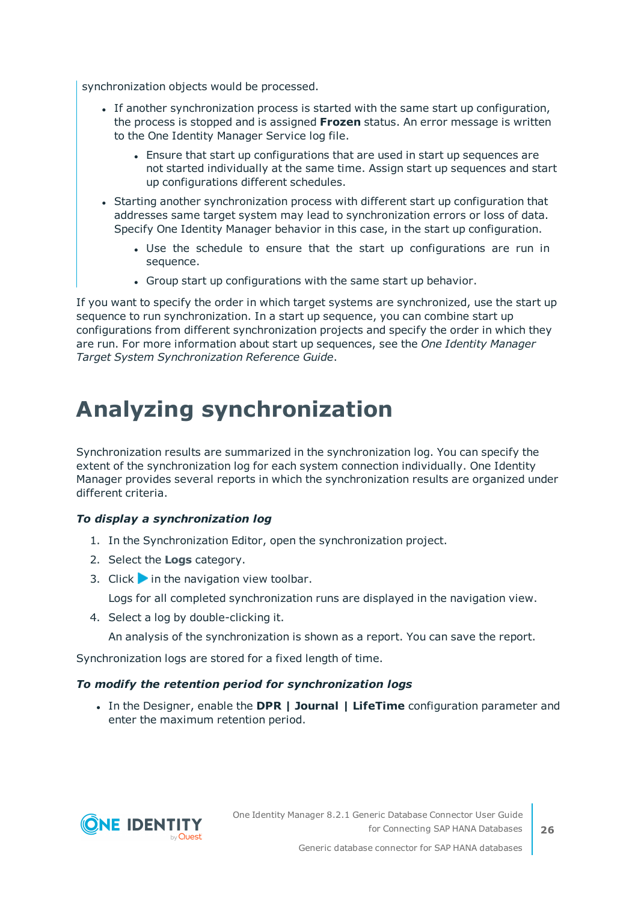synchronization objects would be processed.

- If another synchronization process is started with the same start up configuration, the process is stopped and is assigned **Frozen** status. An error message is written to the One Identity Manager Service log file.
    - Ensure that start up configurations that are used in start up sequences are not started individually at the same time. Assign start up sequences and start up configurations different schedules.
- Starting another synchronization process with different start up configuration that addresses same target system may lead to synchronization errors or loss of data. Specify One Identity Manager behavior in this case, in the start up configuration.
    - Use the schedule to ensure that the start up configurations are run in sequence.
    - Group start up configurations with the same start up behavior.

If you want to specify the order in which target systems are synchronized, use the start up sequence to run synchronization. In a start up sequence, you can combine start up configurations from different synchronization projects and specify the order in which they are run. For more information about start up sequences, see the *One Identity Manager Target System Synchronization Reference Guide*.

# Analyzing synchronization

Synchronization results are summarized in the synchronization log. You can specify the extent of the synchronization log for each system connection individually. One Identity Manager provides several reports in which the synchronization results are organized under different criteria.

***To display a synchronization log***

1. In the Synchronization Editor, open the synchronization project.
2. Select the **Logs** category.
3. Click ▶ in the navigation view toolbar.

   Logs for all completed synchronization runs are displayed in the navigation view.
4. Select a log by double-clicking it.

   An analysis of the synchronization is shown as a report. You can save the report.

Synchronization logs are stored for a fixed length of time.

***To modify the retention period for synchronization logs***

- In the Designer, enable the **DPR | Journal | LifeTime** configuration parameter and enter the maximum retention period.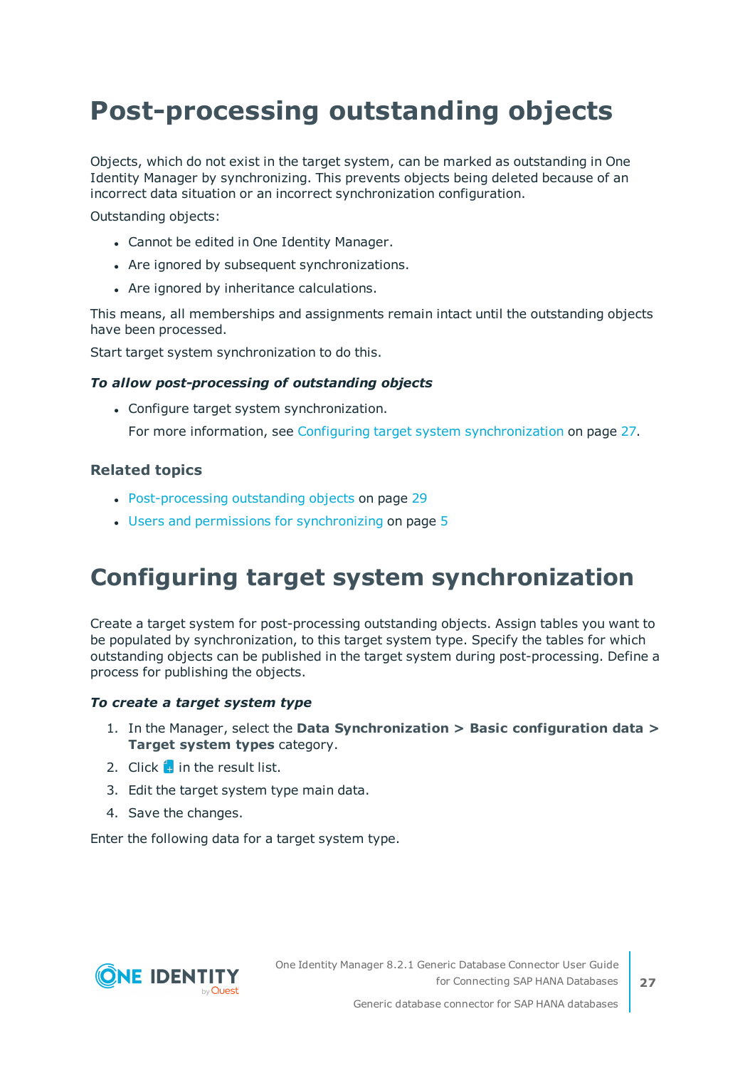# Post-processing outstanding objects

Objects, which do not exist in the target system, can be marked as outstanding in One Identity Manager by synchronizing. This prevents objects being deleted because of an incorrect data situation or an incorrect synchronization configuration.

Outstanding objects:

- Cannot be edited in One Identity Manager.
- Are ignored by subsequent synchronizations.
- Are ignored by inheritance calculations.

This means, all memberships and assignments remain intact until the outstanding objects have been processed.

Start target system synchronization to do this.

***To allow post-processing of outstanding objects***

- Configure target system synchronization.

  For more information, see Configuring target system synchronization on page 27.

### Related topics

- Post-processing outstanding objects on page 29
- Users and permissions for synchronizing on page 5

# Configuring target system synchronization

Create a target system for post-processing outstanding objects. Assign tables you want to be populated by synchronization, to this target system type. Specify the tables for which outstanding objects can be published in the target system during post-processing. Define a process for publishing the objects.

***To create a target system type***

1. In the Manager, select the **Data Synchronization > Basic configuration data > Target system types** category.
2. Click in the result list.
3. Edit the target system type main data.
4. Save the changes.

Enter the following data for a target system type.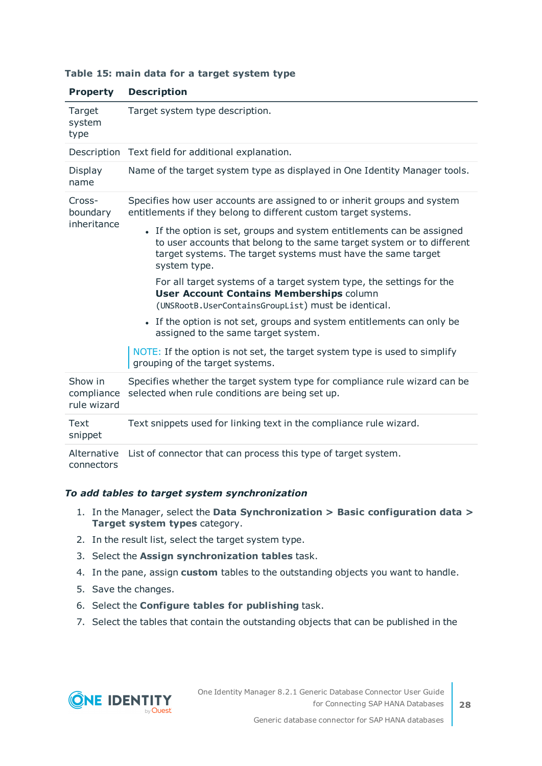**Table 15: main data for a target system type**

| Property | Description |
|---|---|
| Target system type | Target system type description. |
| Description | Text field for additional explanation. |
| Display name | Name of the target system type as displayed in One Identity Manager tools. |
| Cross-boundary inheritance | Specifies how user accounts are assigned to or inherit groups and system entitlements if they belong to different custom target systems.<br><br>• If the option is set, groups and system entitlements can be assigned to user accounts that belong to the same target system or to different target systems. The target systems must have the same target system type.<br><br>For all target systems of a target system type, the settings for the **User Account Contains Memberships** column (`UNSRootB.UserContainsGroupList`) must be identical.<br><br>• If the option is not set, groups and system entitlements can only be assigned to the same target system.<br><br>NOTE: If the option is not set, the target system type is used to simplify grouping of the target systems. |
| Show in compliance rule wizard | Specifies whether the target system type for compliance rule wizard can be selected when rule conditions are being set up. |
| Text snippet | Text snippets used for linking text in the compliance rule wizard. |
| Alternative connectors | List of connector that can process this type of target system. |

***To add tables to target system synchronization***

1. In the Manager, select the **Data Synchronization > Basic configuration data > Target system types** category.
2. In the result list, select the target system type.
3. Select the **Assign synchronization tables** task.
4. In the pane, assign **custom** tables to the outstanding objects you want to handle.
5. Save the changes.
6. Select the **Configure tables for publishing** task.
7. Select the tables that contain the outstanding objects that can be published in the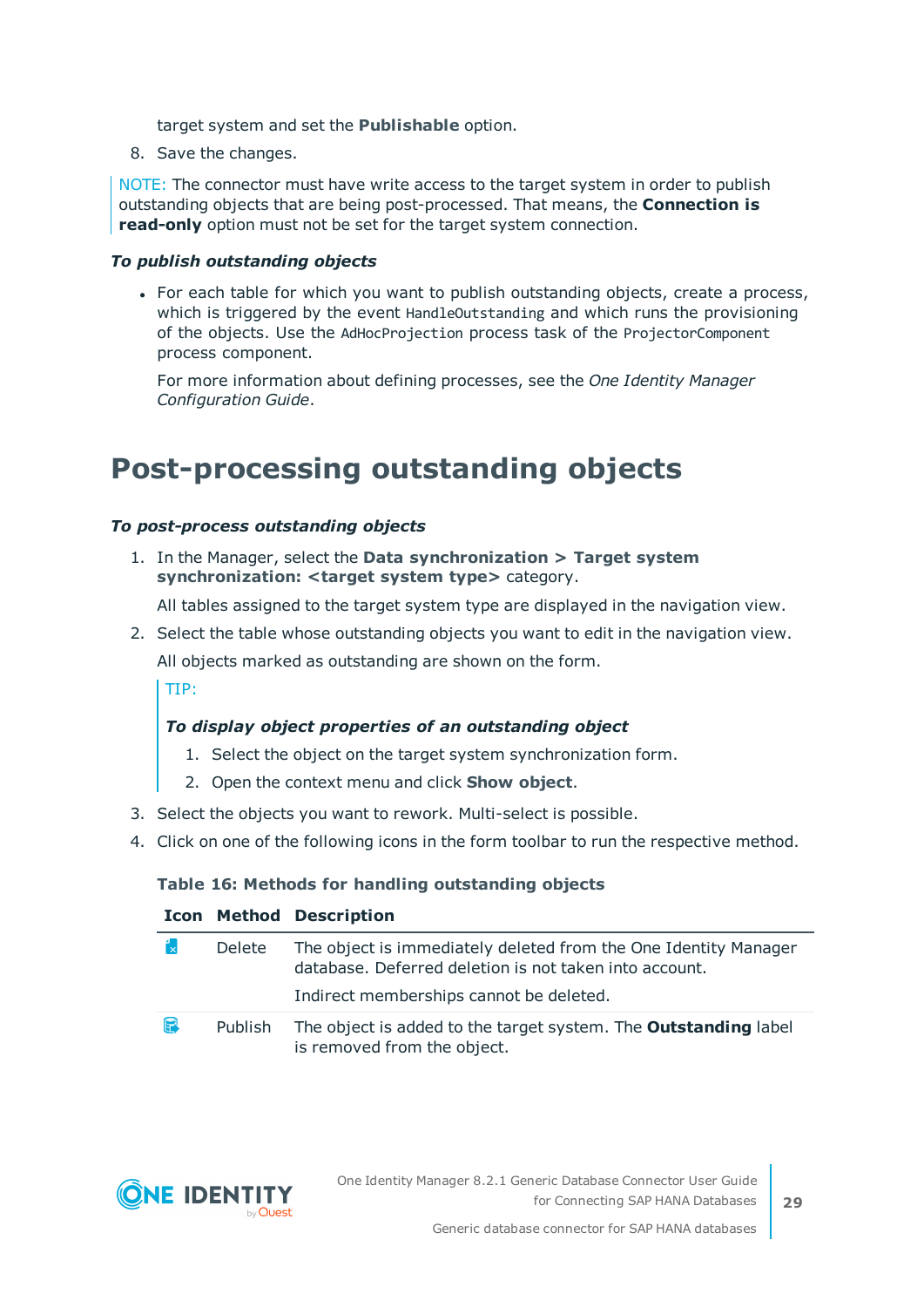target system and set the **Publishable** option.

8. Save the changes.

NOTE: The connector must have write access to the target system in order to publish outstanding objects that are being post-processed. That means, the **Connection is read-only** option must not be set for the target system connection.

***To publish outstanding objects***

- For each table for which you want to publish outstanding objects, create a process, which is triggered by the event `HandleOutstanding` and which runs the provisioning of the objects. Use the `AdHocProjection` process task of the `ProjectorComponent` process component.

  For more information about defining processes, see the *One Identity Manager Configuration Guide*.

# Post-processing outstanding objects

***To post-process outstanding objects***

1. In the Manager, select the **Data synchronization > Target system synchronization: <target system type>** category.

   All tables assigned to the target system type are displayed in the navigation view.

2. Select the table whose outstanding objects you want to edit in the navigation view.

   All objects marked as outstanding are shown on the form.

   TIP:

   ***To display object properties of an outstanding object***

   1. Select the object on the target system synchronization form.
   2. Open the context menu and click **Show object**.

3. Select the objects you want to rework. Multi-select is possible.
4. Click on one of the following icons in the form toolbar to run the respective method.

**Table 16: Methods for handling outstanding objects**

| Icon | Method | Description |
|---|---|---|
| | Delete | The object is immediately deleted from the One Identity Manager database. Deferred deletion is not taken into account.<br><br>Indirect memberships cannot be deleted. |
| | Publish | The object is added to the target system. The **Outstanding** label is removed from the object. |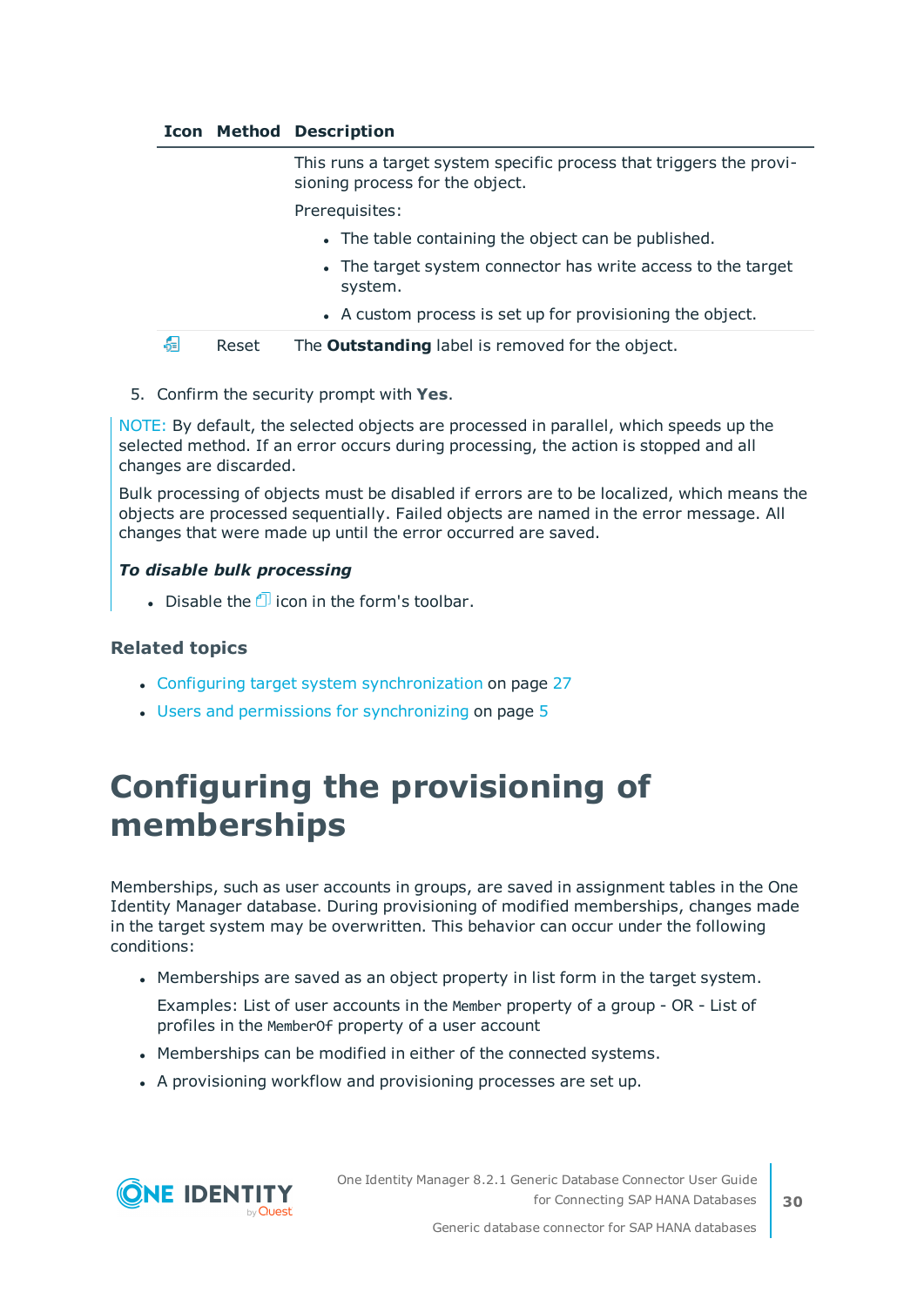| Icon | Method | Description |
|---|---|---|
| | | This runs a target system specific process that triggers the provisioning process for the object.<br><br>Prerequisites:<br><br>- The table containing the object can be published.<br>- The target system connector has write access to the target system.<br>- A custom process is set up for provisioning the object. |
| | Reset | The **Outstanding** label is removed for the object. |

5. Confirm the security prompt with **Yes**.

NOTE: By default, the selected objects are processed in parallel, which speeds up the selected method. If an error occurs during processing, the action is stopped and all changes are discarded.

Bulk processing of objects must be disabled if errors are to be localized, which means the objects are processed sequentially. Failed objects are named in the error message. All changes that were made up until the error occurred are saved.

***To disable bulk processing***

- Disable the icon in the form's toolbar.

### Related topics

- Configuring target system synchronization on page 27
- Users and permissions for synchronizing on page 5

# Configuring the provisioning of memberships

Memberships, such as user accounts in groups, are saved in assignment tables in the One Identity Manager database. During provisioning of modified memberships, changes made in the target system may be overwritten. This behavior can occur under the following conditions:

- Memberships are saved as an object property in list form in the target system.

  Examples: List of user accounts in the `Member` property of a group - OR - List of profiles in the `MemberOf` property of a user account
- Memberships can be modified in either of the connected systems.
- A provisioning workflow and provisioning processes are set up.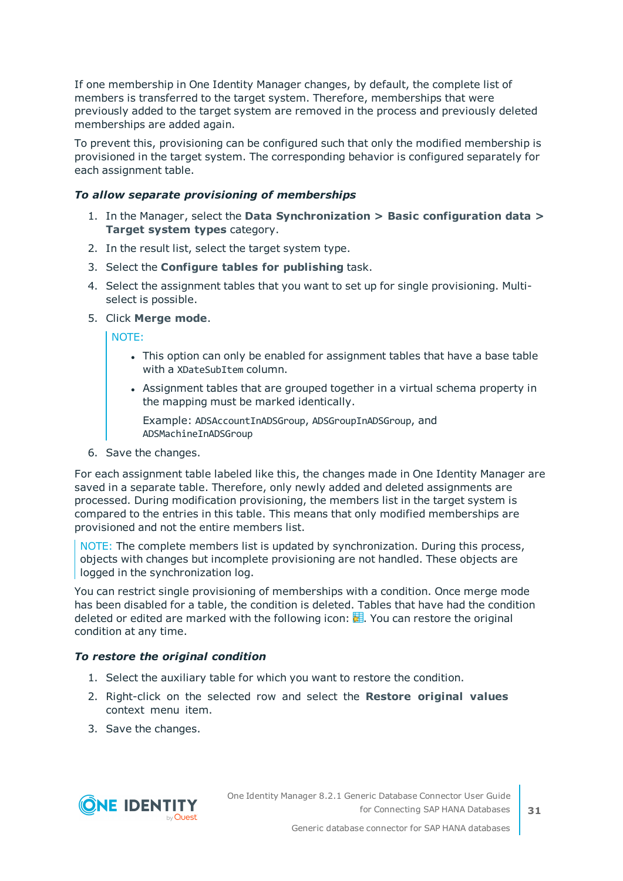If one membership in One Identity Manager changes, by default, the complete list of members is transferred to the target system. Therefore, memberships that were previously added to the target system are removed in the process and previously deleted memberships are added again.

To prevent this, provisioning can be configured such that only the modified membership is provisioned in the target system. The corresponding behavior is configured separately for each assignment table.

***To allow separate provisioning of memberships***

1. In the Manager, select the **Data Synchronization > Basic configuration data > Target system types** category.
2. In the result list, select the target system type.
3. Select the **Configure tables for publishing** task.
4. Select the assignment tables that you want to set up for single provisioning. Multi-select is possible.
5. Click **Merge mode**.

   NOTE:

   - This option can only be enabled for assignment tables that have a base table with a `XDateSubItem` column.
   - Assignment tables that are grouped together in a virtual schema property in the mapping must be marked identically.

     Example: `ADSAccountInADSGroup`, `ADSGroupInADSGroup`, and `ADSMachineInADSGroup`

6. Save the changes.

For each assignment table labeled like this, the changes made in One Identity Manager are saved in a separate table. Therefore, only newly added and deleted assignments are processed. During modification provisioning, the members list in the target system is compared to the entries in this table. This means that only modified memberships are provisioned and not the entire members list.

NOTE: The complete members list is updated by synchronization. During this process, objects with changes but incomplete provisioning are not handled. These objects are logged in the synchronization log.

You can restrict single provisioning of memberships with a condition. Once merge mode has been disabled for a table, the condition is deleted. Tables that have had the condition deleted or edited are marked with the following icon: . You can restore the original condition at any time.

***To restore the original condition***

1. Select the auxiliary table for which you want to restore the condition.
2. Right-click on the selected row and select the **Restore original values** context menu item.
3. Save the changes.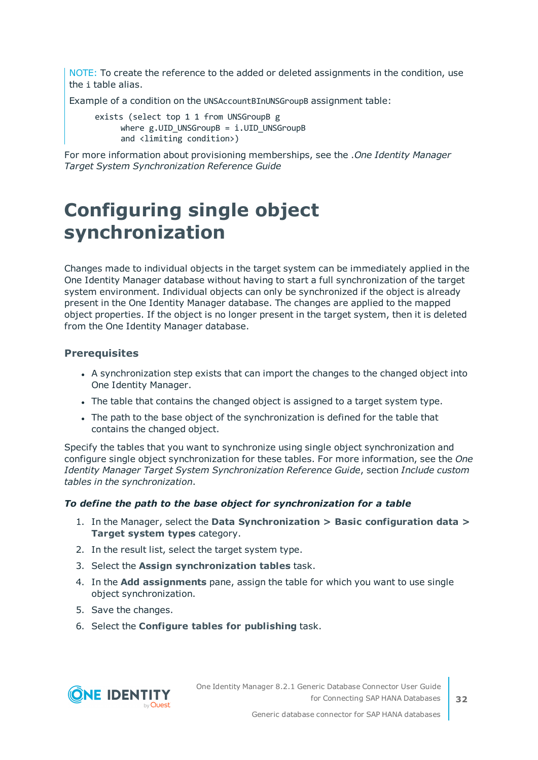NOTE: To create the reference to the added or deleted assignments in the condition, use the i table alias.

Example of a condition on the UNSAccountBInUNSGroupB assignment table:

```
exists (select top 1 1 from UNSGroupB g
      where g.UID_UNSGroupB = i.UID_UNSGroupB
      and <limiting condition>)
```

For more information about provisioning memberships, see the .*One Identity Manager Target System Synchronization Reference Guide*

# Configuring single object synchronization

Changes made to individual objects in the target system can be immediately applied in the One Identity Manager database without having to start a full synchronization of the target system environment. Individual objects can only be synchronized if the object is already present in the One Identity Manager database. The changes are applied to the mapped object properties. If the object is no longer present in the target system, then it is deleted from the One Identity Manager database.

### Prerequisites

- A synchronization step exists that can import the changes to the changed object into One Identity Manager.
- The table that contains the changed object is assigned to a target system type.
- The path to the base object of the synchronization is defined for the table that contains the changed object.

Specify the tables that you want to synchronize using single object synchronization and configure single object synchronization for these tables. For more information, see the *One Identity Manager Target System Synchronization Reference Guide*, section *Include custom tables in the synchronization*.

***To define the path to the base object for synchronization for a table***

1. In the Manager, select the **Data Synchronization > Basic configuration data > Target system types** category.
2. In the result list, select the target system type.
3. Select the **Assign synchronization tables** task.
4. In the **Add assignments** pane, assign the table for which you want to use single object synchronization.
5. Save the changes.
6. Select the **Configure tables for publishing** task.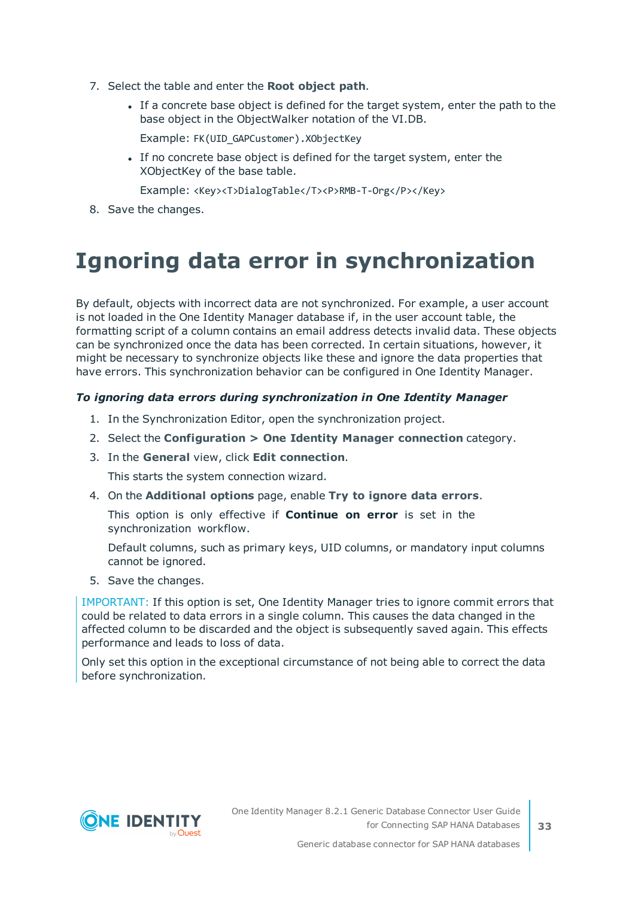7. Select the table and enter the **Root object path**.

   - If a concrete base object is defined for the target system, enter the path to the base object in the ObjectWalker notation of the VI.DB.

     Example: `FK(UID_GAPCustomer).XObjectKey`

   - If no concrete base object is defined for the target system, enter the XObjectKey of the base table.

     Example: `<Key><T>DialogTable</T><P>RMB-T-Org</P></Key>`

8. Save the changes.

# Ignoring data error in synchronization

By default, objects with incorrect data are not synchronized. For example, a user account is not loaded in the One Identity Manager database if, in the user account table, the formatting script of a column contains an email address detects invalid data. These objects can be synchronized once the data has been corrected. In certain situations, however, it might be necessary to synchronize objects like these and ignore the data properties that have errors. This synchronization behavior can be configured in One Identity Manager.

***To ignoring data errors during synchronization in One Identity Manager***

1. In the Synchronization Editor, open the synchronization project.
2. Select the **Configuration > One Identity Manager connection** category.
3. In the **General** view, click **Edit connection**.

   This starts the system connection wizard.

4. On the **Additional options** page, enable **Try to ignore data errors**.

   This option is only effective if **Continue on error** is set in the synchronization workflow.

   Default columns, such as primary keys, UID columns, or mandatory input columns cannot be ignored.

5. Save the changes.

IMPORTANT: If this option is set, One Identity Manager tries to ignore commit errors that could be related to data errors in a single column. This causes the data changed in the affected column to be discarded and the object is subsequently saved again. This effects performance and leads to loss of data.

Only set this option in the exceptional circumstance of not being able to correct the data before synchronization.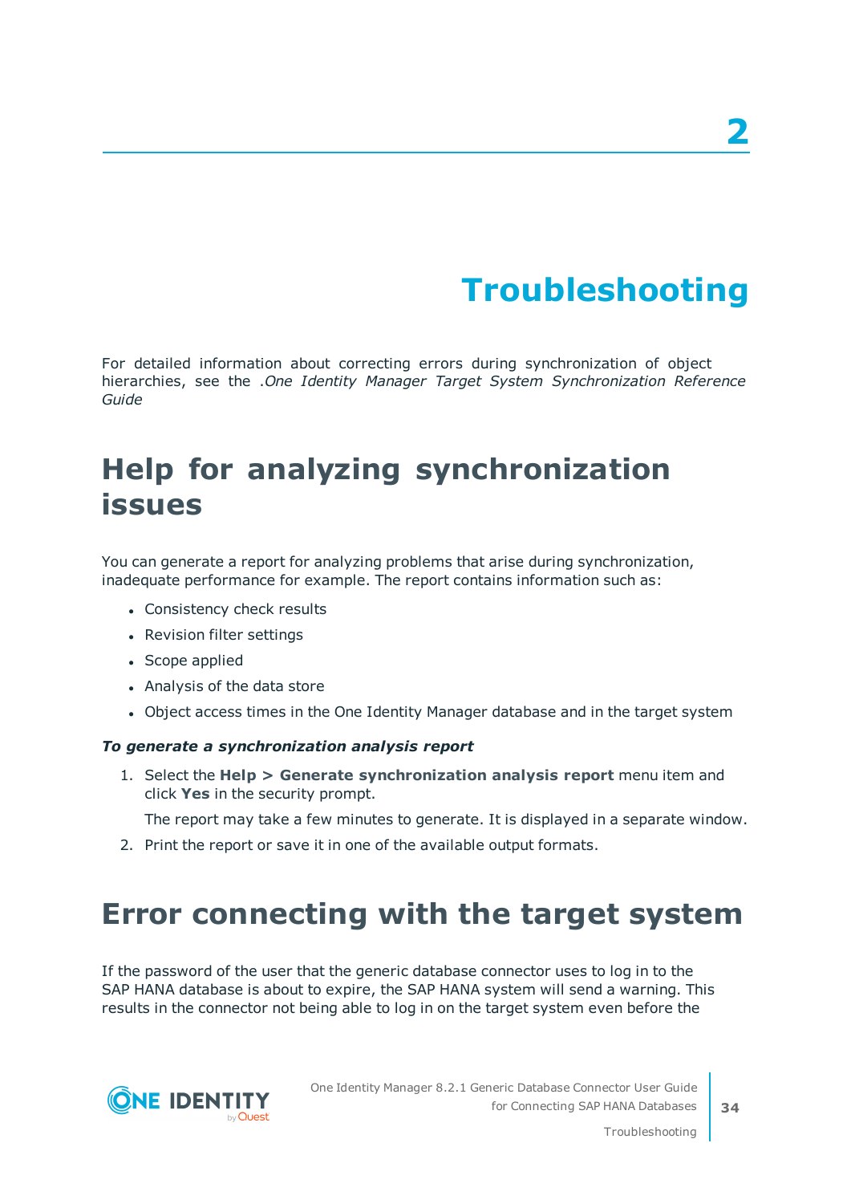# 2

# Troubleshooting

For detailed information about correcting errors during synchronization of object hierarchies, see the .*One Identity Manager Target System Synchronization Reference Guide*

## Help for analyzing synchronization issues

You can generate a report for analyzing problems that arise during synchronization, inadequate performance for example. The report contains information such as:

- Consistency check results
- Revision filter settings
- Scope applied
- Analysis of the data store
- Object access times in the One Identity Manager database and in the target system

***To generate a synchronization analysis report***

1. Select the **Help > Generate synchronization analysis report** menu item and click **Yes** in the security prompt.

   The report may take a few minutes to generate. It is displayed in a separate window.

2. Print the report or save it in one of the available output formats.

## Error connecting with the target system

If the password of the user that the generic database connector uses to log in to the SAP HANA database is about to expire, the SAP HANA system will send a warning. This results in the connector not being able to log in on the target system even before the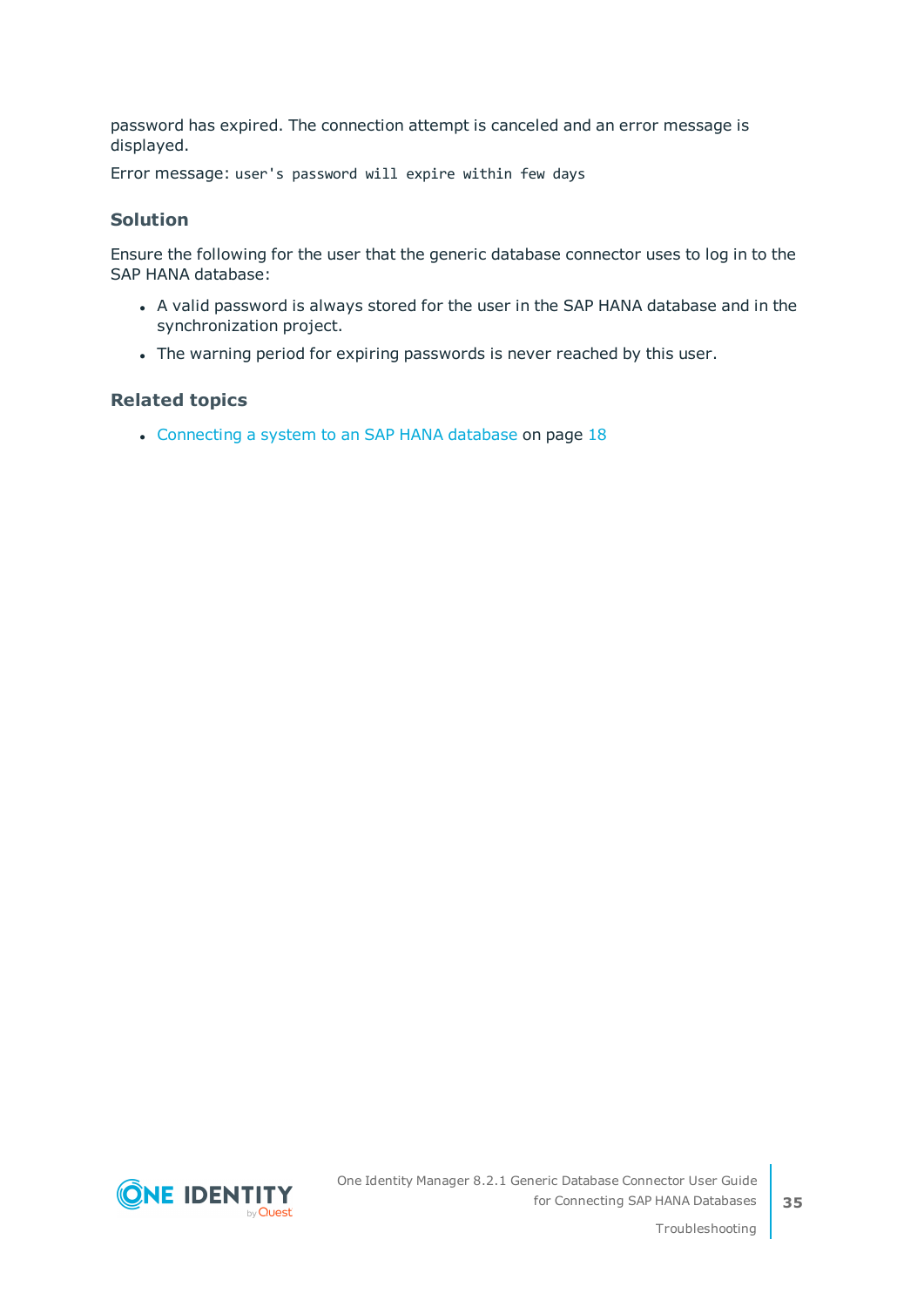password has expired. The connection attempt is canceled and an error message is displayed.

Error message: `user's password will expire within few days`

### Solution

Ensure the following for the user that the generic database connector uses to log in to the SAP HANA database:

- A valid password is always stored for the user in the SAP HANA database and in the synchronization project.
- The warning period for expiring passwords is never reached by this user.

### Related topics

- Connecting a system to an SAP HANA database on page 18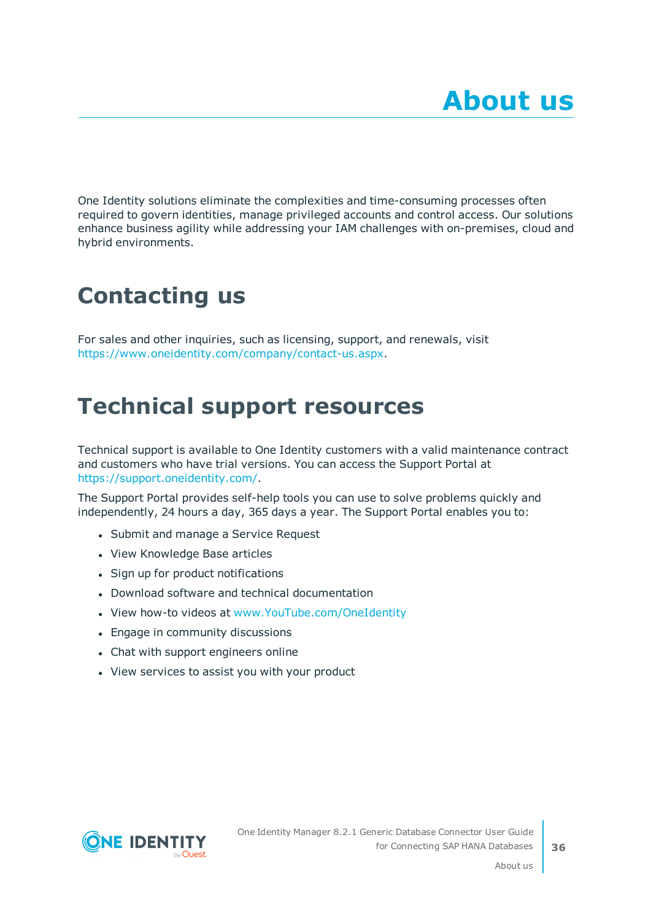# About us

One Identity solutions eliminate the complexities and time-consuming processes often required to govern identities, manage privileged accounts and control access. Our solutions enhance business agility while addressing your IAM challenges with on-premises, cloud and hybrid environments.

## Contacting us

For sales and other inquiries, such as licensing, support, and renewals, visit https://www.oneidentity.com/company/contact-us.aspx.

## Technical support resources

Technical support is available to One Identity customers with a valid maintenance contract and customers who have trial versions. You can access the Support Portal at https://support.oneidentity.com/.

The Support Portal provides self-help tools you can use to solve problems quickly and independently, 24 hours a day, 365 days a year. The Support Portal enables you to:

- Submit and manage a Service Request
- View Knowledge Base articles
- Sign up for product notifications
- Download software and technical documentation
- View how-to videos at www.YouTube.com/OneIdentity
- Engage in community discussions
- Chat with support engineers online
- View services to assist you with your product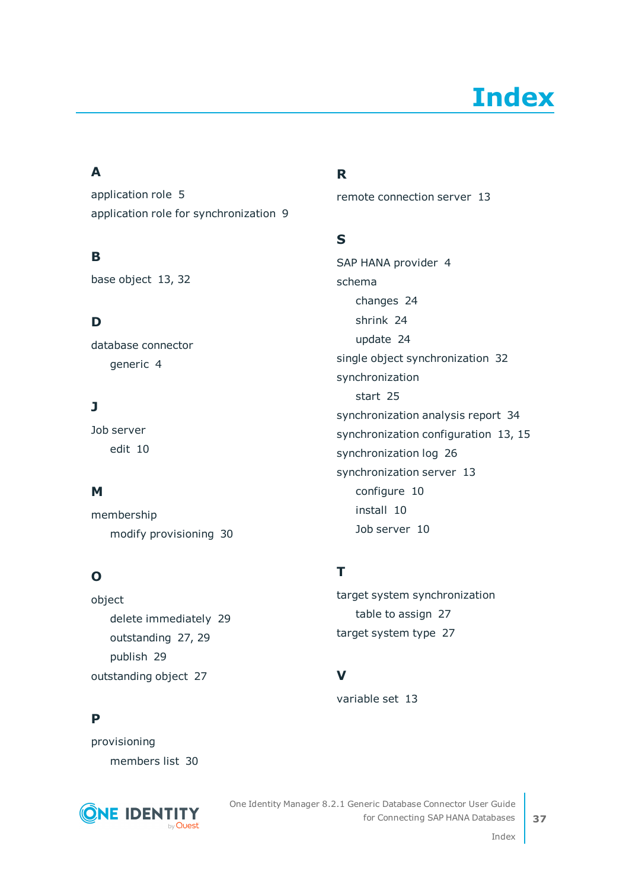# Index

## A

application role 5

application role for synchronization 9

## B

base object 13, 32

## D

database connector

- generic 4

## J

Job server

- edit 10

## M

membership

- modify provisioning 30

## O

object

- delete immediately 29
- outstanding 27, 29
- publish 29

outstanding object 27

## P

provisioning

- members list 30

## R

remote connection server 13

## S

SAP HANA provider 4

schema

- changes 24
- shrink 24
- update 24

single object synchronization 32

synchronization

- start 25

synchronization analysis report 34

synchronization configuration 13, 15

synchronization log 26

synchronization server 13

- configure 10
- install 10
- Job server 10

## T

target system synchronization

- table to assign 27

target system type 27

## V

variable set 13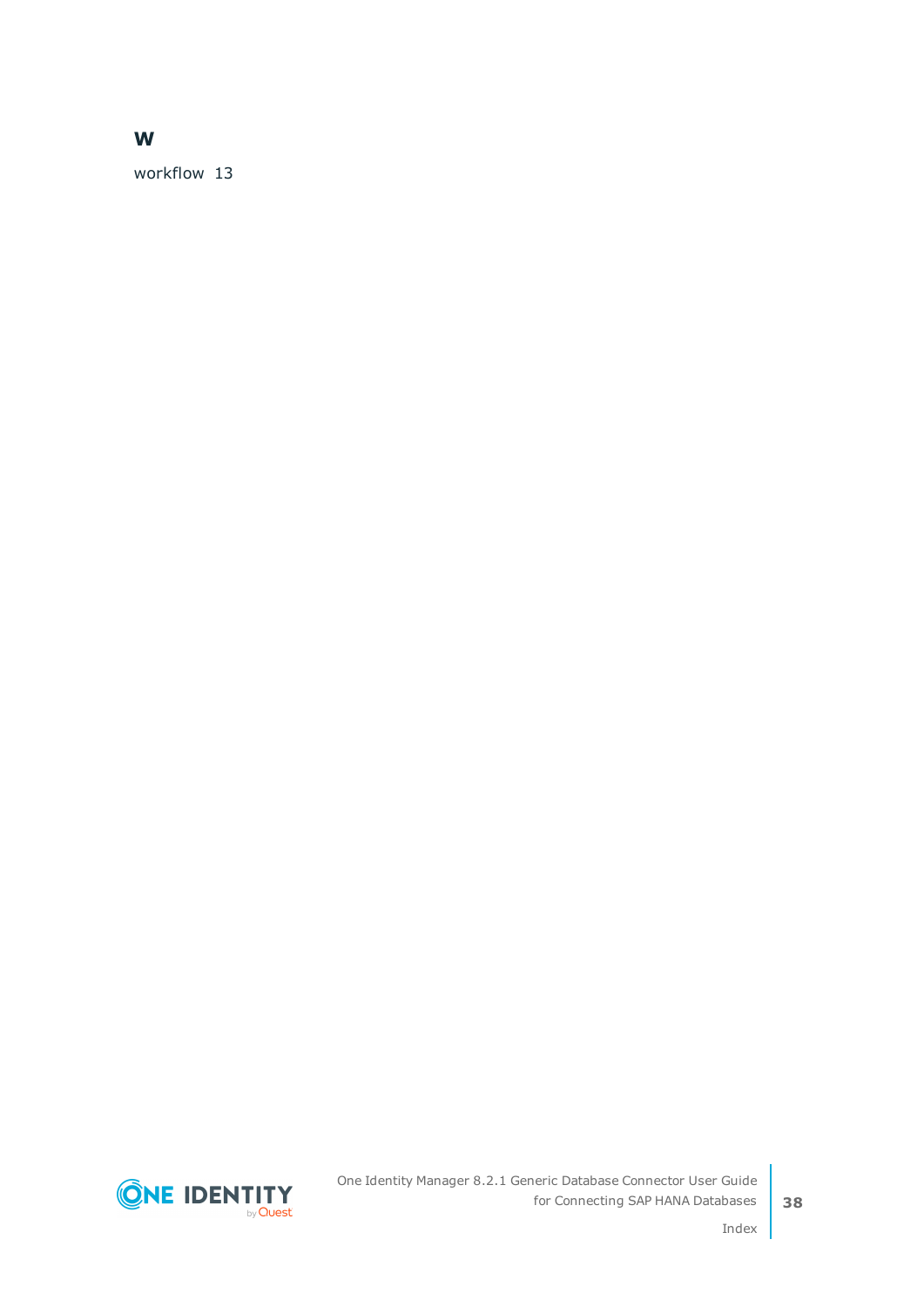**W**

workflow 13